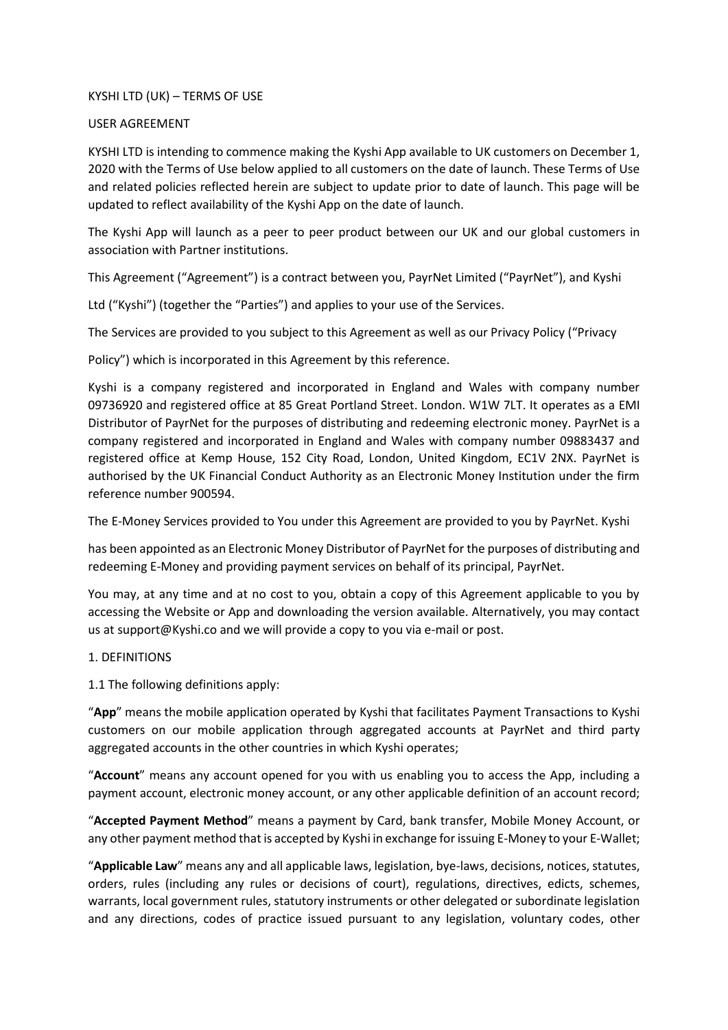KYSHI LTD (UK) – TERMS OF USE

USER AGREEMENT

KYSHI LTD is intending to commence making the Kyshi App available to UK customers on December 1, 2020 with the Terms of Use below applied to all customers on the date of launch. These Terms of Use and related policies reflected herein are subject to update prior to date of launch. This page will be updated to reflect availability of the Kyshi App on the date of launch.

The Kyshi App will launch as a peer to peer product between our UK and our global customers in association with Partner institutions.

This Agreement ("Agreement") is a contract between you, PayrNet Limited ("PayrNet"), and Kyshi Ltd ("Kyshi") (together the "Parties") and applies to your use of the Services.

The Services are provided to you subject to this Agreement as well as our Privacy Policy ("Privacy Policy") which is incorporated in this Agreement by this reference.

Kyshi is a company registered and incorporated in England and Wales with company number 09736920 and registered office at 85 Great Portland Street. London. W1W 7LT. It operates as a EMI Distributor of PayrNet for the purposes of distributing and redeeming electronic money. PayrNet is a company registered and incorporated in England and Wales with company number 09883437 and registered office at Kemp House, 152 City Road, London, United Kingdom, EC1V 2NX. PayrNet is authorised by the UK Financial Conduct Authority as an Electronic Money Institution under the firm reference number 900594.

The E-Money Services provided to You under this Agreement are provided to you by PayrNet. Kyshi has been appointed as an Electronic Money Distributor of PayrNet for the purposes of distributing and redeeming E-Money and providing payment services on behalf of its principal, PayrNet.

You may, at any time and at no cost to you, obtain a copy of this Agreement applicable to you by accessing the Website or App and downloading the version available. Alternatively, you may contact us at support@Kyshi.co and we will provide a copy to you via e-mail or post.

1. DEFINITIONS

1.1 The following definitions apply:

"**App**" means the mobile application operated by Kyshi that facilitates Payment Transactions to Kyshi customers on our mobile application through aggregated accounts at PayrNet and third party aggregated accounts in the other countries in which Kyshi operates;

"**Account**" means any account opened for you with us enabling you to access the App, including a payment account, electronic money account, or any other applicable definition of an account record;

"**Accepted Payment Method**" means a payment by Card, bank transfer, Mobile Money Account, or any other payment method that is accepted by Kyshi in exchange for issuing E-Money to your E-Wallet;

"**Applicable Law**" means any and all applicable laws, legislation, bye-laws, decisions, notices, statutes, orders, rules (including any rules or decisions of court), regulations, directives, edicts, schemes, warrants, local government rules, statutory instruments or other delegated or subordinate legislation and any directions, codes of practice issued pursuant to any legislation, voluntary codes, other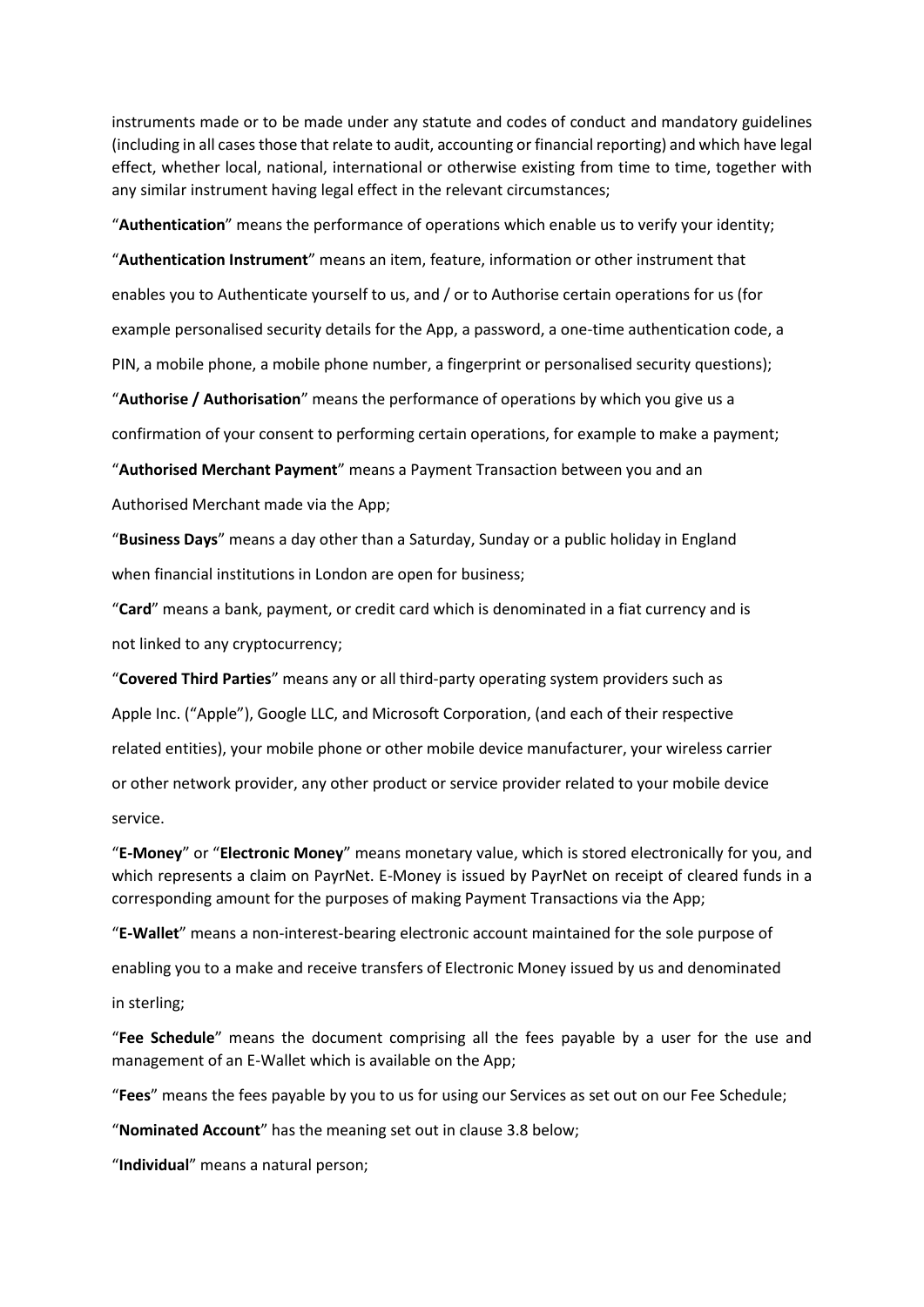instruments made or to be made under any statute and codes of conduct and mandatory guidelines (including in all cases those that relate to audit, accounting or financial reporting) and which have legal effect, whether local, national, international or otherwise existing from time to time, together with any similar instrument having legal effect in the relevant circumstances;

"**Authentication**" means the performance of operations which enable us to verify your identity;

"**Authentication Instrument**" means an item, feature, information or other instrument that enables you to Authenticate yourself to us, and / or to Authorise certain operations for us (for example personalised security details for the App, a password, a one-time authentication code, a PIN, a mobile phone, a mobile phone number, a fingerprint or personalised security questions);

"**Authorise / Authorisation**" means the performance of operations by which you give us a confirmation of your consent to performing certain operations, for example to make a payment;

"**Authorised Merchant Payment**" means a Payment Transaction between you and an Authorised Merchant made via the App;

"**Business Days**" means a day other than a Saturday, Sunday or a public holiday in England when financial institutions in London are open for business;

"**Card**" means a bank, payment, or credit card which is denominated in a fiat currency and is not linked to any cryptocurrency;

"**Covered Third Parties**" means any or all third-party operating system providers such as Apple Inc. ("Apple"), Google LLC, and Microsoft Corporation, (and each of their respective related entities), your mobile phone or other mobile device manufacturer, your wireless carrier or other network provider, any other product or service provider related to your mobile device service.

"**E-Money**" or "**Electronic Money**" means monetary value, which is stored electronically for you, and which represents a claim on PayrNet. E-Money is issued by PayrNet on receipt of cleared funds in a corresponding amount for the purposes of making Payment Transactions via the App;

"**E-Wallet**" means a non-interest-bearing electronic account maintained for the sole purpose of enabling you to a make and receive transfers of Electronic Money issued by us and denominated in sterling;

"**Fee Schedule**" means the document comprising all the fees payable by a user for the use and management of an E-Wallet which is available on the App;

"**Fees**" means the fees payable by you to us for using our Services as set out on our Fee Schedule;

"**Nominated Account**" has the meaning set out in clause 3.8 below;

"**Individual**" means a natural person;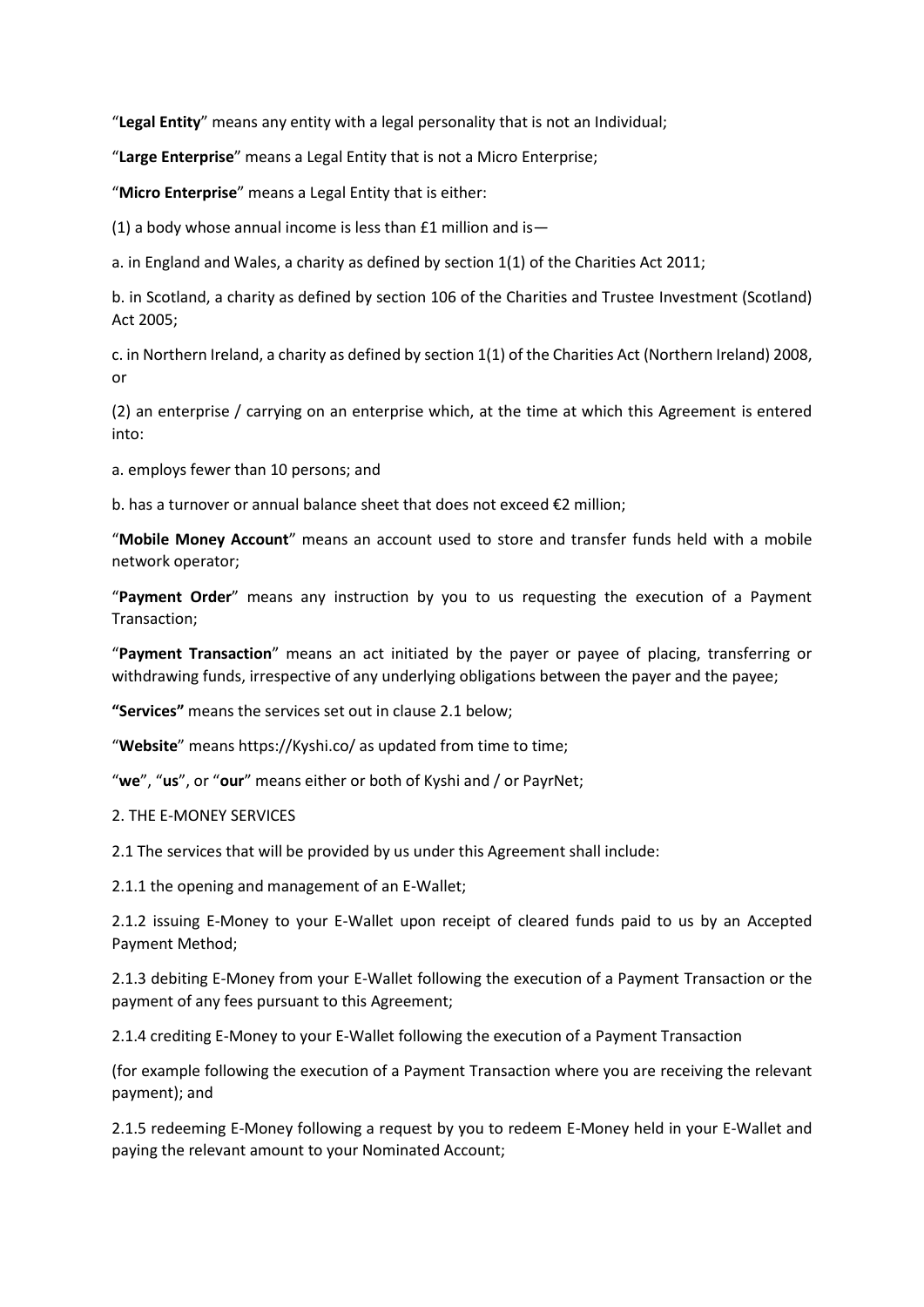"**Legal Entity**" means any entity with a legal personality that is not an Individual;

"**Large Enterprise**" means a Legal Entity that is not a Micro Enterprise;

"**Micro Enterprise**" means a Legal Entity that is either:

(1) a body whose annual income is less than £1 million and is—

a. in England and Wales, a charity as defined by section 1(1) of the Charities Act 2011;

b. in Scotland, a charity as defined by section 106 of the Charities and Trustee Investment (Scotland) Act 2005;

c. in Northern Ireland, a charity as defined by section 1(1) of the Charities Act (Northern Ireland) 2008, or

(2) an enterprise / carrying on an enterprise which, at the time at which this Agreement is entered into:

a. employs fewer than 10 persons; and

b. has a turnover or annual balance sheet that does not exceed €2 million;

"**Mobile Money Account**" means an account used to store and transfer funds held with a mobile network operator;

"**Payment Order**" means any instruction by you to us requesting the execution of a Payment Transaction;

"**Payment Transaction**" means an act initiated by the payer or payee of placing, transferring or withdrawing funds, irrespective of any underlying obligations between the payer and the payee;

**"Services"** means the services set out in clause 2.1 below;

"**Website**" means https://Kyshi.co/ as updated from time to time;

"**we**", "**us**", or "**our**" means either or both of Kyshi and / or PayrNet;

2. THE E-MONEY SERVICES

2.1 The services that will be provided by us under this Agreement shall include:

2.1.1 the opening and management of an E-Wallet;

2.1.2 issuing E-Money to your E-Wallet upon receipt of cleared funds paid to us by an Accepted Payment Method;

2.1.3 debiting E-Money from your E-Wallet following the execution of a Payment Transaction or the payment of any fees pursuant to this Agreement;

2.1.4 crediting E-Money to your E-Wallet following the execution of a Payment Transaction

(for example following the execution of a Payment Transaction where you are receiving the relevant payment); and

2.1.5 redeeming E-Money following a request by you to redeem E-Money held in your E-Wallet and paying the relevant amount to your Nominated Account;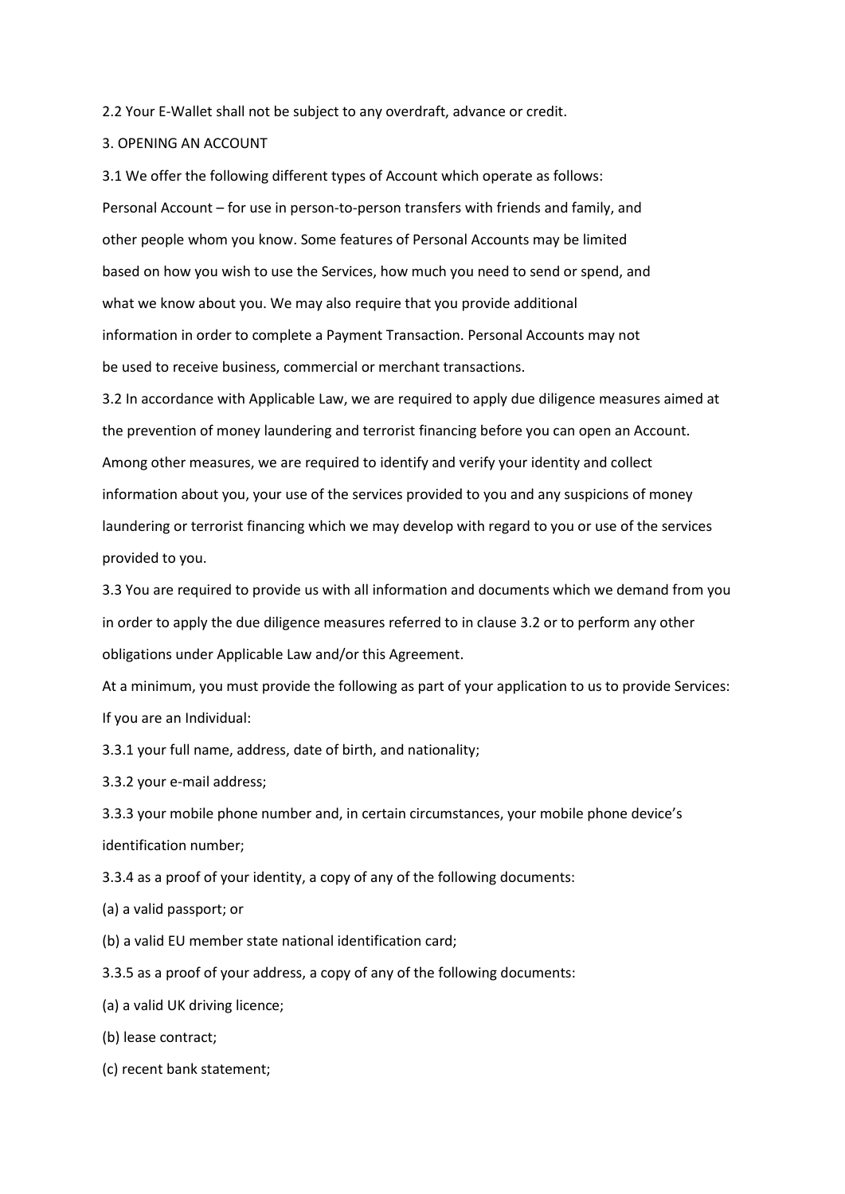2.2 Your E-Wallet shall not be subject to any overdraft, advance or credit.

## 3. OPENING AN ACCOUNT

3.1 We offer the following different types of Account which operate as follows:

Personal Account – for use in person-to-person transfers with friends and family, and other people whom you know. Some features of Personal Accounts may be limited based on how you wish to use the Services, how much you need to send or spend, and what we know about you. We may also require that you provide additional information in order to complete a Payment Transaction. Personal Accounts may not be used to receive business, commercial or merchant transactions.

3.2 In accordance with Applicable Law, we are required to apply due diligence measures aimed at the prevention of money laundering and terrorist financing before you can open an Account. Among other measures, we are required to identify and verify your identity and collect information about you, your use of the services provided to you and any suspicions of money laundering or terrorist financing which we may develop with regard to you or use of the services provided to you.

3.3 You are required to provide us with all information and documents which we demand from you in order to apply the due diligence measures referred to in clause 3.2 or to perform any other obligations under Applicable Law and/or this Agreement.

At a minimum, you must provide the following as part of your application to us to provide Services:

If you are an Individual:

3.3.1 your full name, address, date of birth, and nationality;

3.3.2 your e-mail address;

3.3.3 your mobile phone number and, in certain circumstances, your mobile phone device's identification number;

3.3.4 as a proof of your identity, a copy of any of the following documents:

(a) a valid passport; or

(b) a valid EU member state national identification card;

3.3.5 as a proof of your address, a copy of any of the following documents:

(a) a valid UK driving licence;

(b) lease contract;

(c) recent bank statement;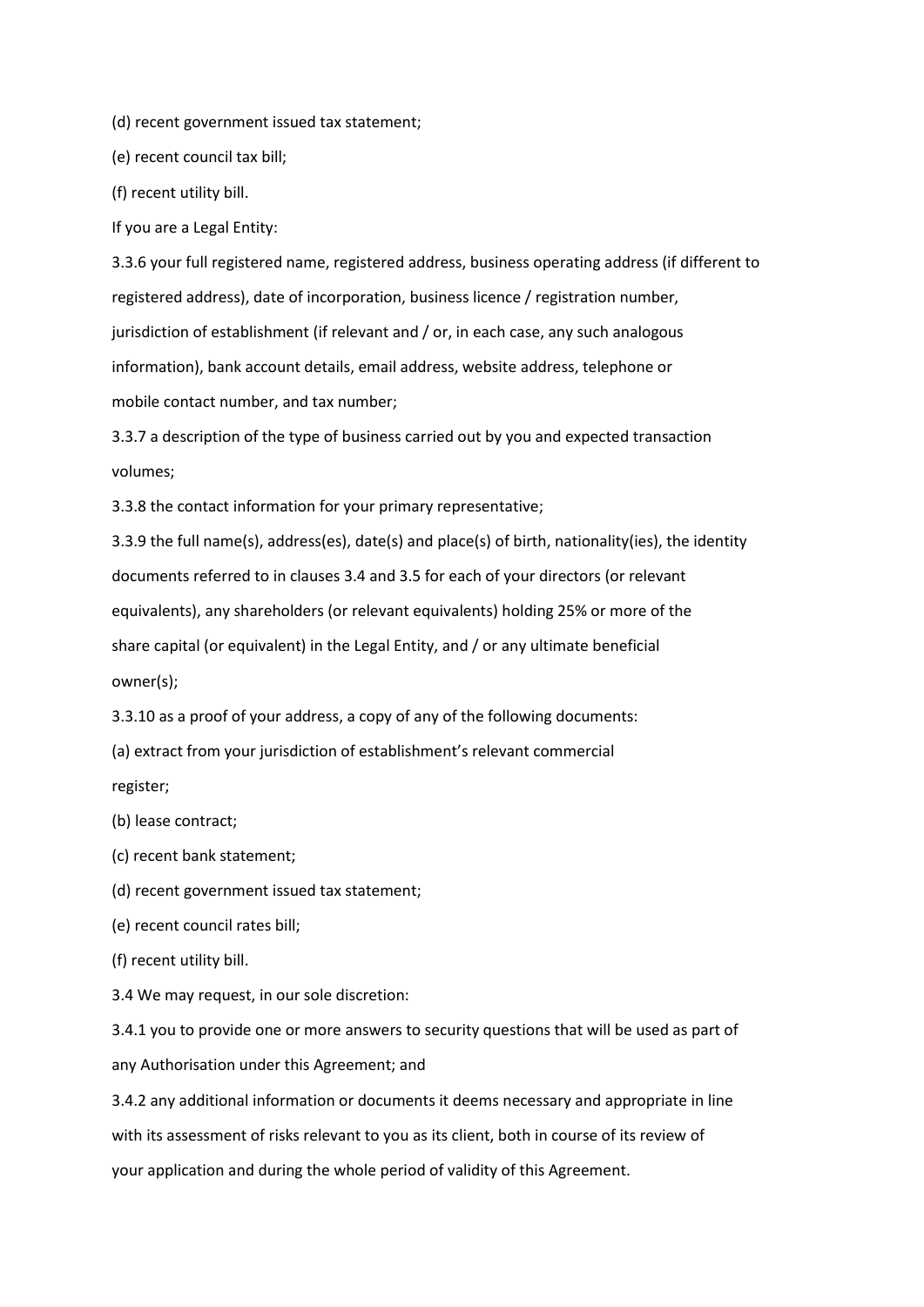(d) recent government issued tax statement;

(e) recent council tax bill;

(f) recent utility bill.

If you are a Legal Entity:

3.3.6 your full registered name, registered address, business operating address (if different to registered address), date of incorporation, business licence / registration number, jurisdiction of establishment (if relevant and / or, in each case, any such analogous information), bank account details, email address, website address, telephone or mobile contact number, and tax number;

3.3.7 a description of the type of business carried out by you and expected transaction volumes;

3.3.8 the contact information for your primary representative;

3.3.9 the full name(s), address(es), date(s) and place(s) of birth, nationality(ies), the identity documents referred to in clauses 3.4 and 3.5 for each of your directors (or relevant equivalents), any shareholders (or relevant equivalents) holding 25% or more of the share capital (or equivalent) in the Legal Entity, and / or any ultimate beneficial owner(s);

3.3.10 as a proof of your address, a copy of any of the following documents:

(a) extract from your jurisdiction of establishment's relevant commercial register;

(b) lease contract;

(c) recent bank statement;

(d) recent government issued tax statement;

(e) recent council rates bill;

(f) recent utility bill.

3.4 We may request, in our sole discretion:

3.4.1 you to provide one or more answers to security questions that will be used as part of any Authorisation under this Agreement; and

3.4.2 any additional information or documents it deems necessary and appropriate in line with its assessment of risks relevant to you as its client, both in course of its review of your application and during the whole period of validity of this Agreement.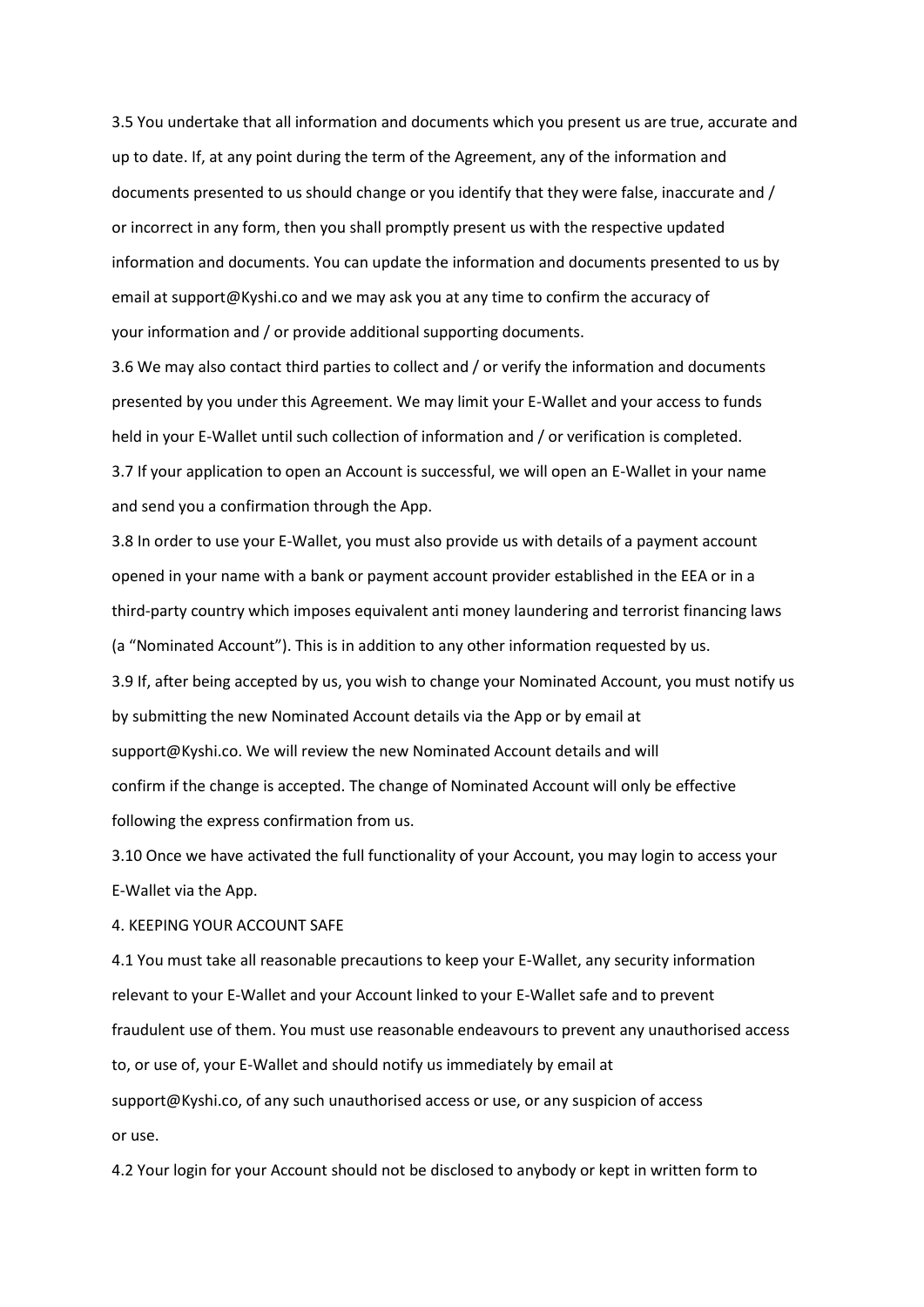3.5 You undertake that all information and documents which you present us are true, accurate and up to date. If, at any point during the term of the Agreement, any of the information and documents presented to us should change or you identify that they were false, inaccurate and / or incorrect in any form, then you shall promptly present us with the respective updated information and documents. You can update the information and documents presented to us by email at support@Kyshi.co and we may ask you at any time to confirm the accuracy of your information and / or provide additional supporting documents.

3.6 We may also contact third parties to collect and / or verify the information and documents presented by you under this Agreement. We may limit your E-Wallet and your access to funds held in your E-Wallet until such collection of information and / or verification is completed.

3.7 If your application to open an Account is successful, we will open an E-Wallet in your name and send you a confirmation through the App.

3.8 In order to use your E-Wallet, you must also provide us with details of a payment account opened in your name with a bank or payment account provider established in the EEA or in a third-party country which imposes equivalent anti money laundering and terrorist financing laws (a "Nominated Account"). This is in addition to any other information requested by us.

3.9 If, after being accepted by us, you wish to change your Nominated Account, you must notify us by submitting the new Nominated Account details via the App or by email at support@Kyshi.co. We will review the new Nominated Account details and will confirm if the change is accepted. The change of Nominated Account will only be effective following the express confirmation from us.

3.10 Once we have activated the full functionality of your Account, you may login to access your E-Wallet via the App.

## 4. KEEPING YOUR ACCOUNT SAFE

4.1 You must take all reasonable precautions to keep your E-Wallet, any security information relevant to your E-Wallet and your Account linked to your E-Wallet safe and to prevent fraudulent use of them. You must use reasonable endeavours to prevent any unauthorised access to, or use of, your E-Wallet and should notify us immediately by email at support@Kyshi.co, of any such unauthorised access or use, or any suspicion of access or use.

4.2 Your login for your Account should not be disclosed to anybody or kept in written form to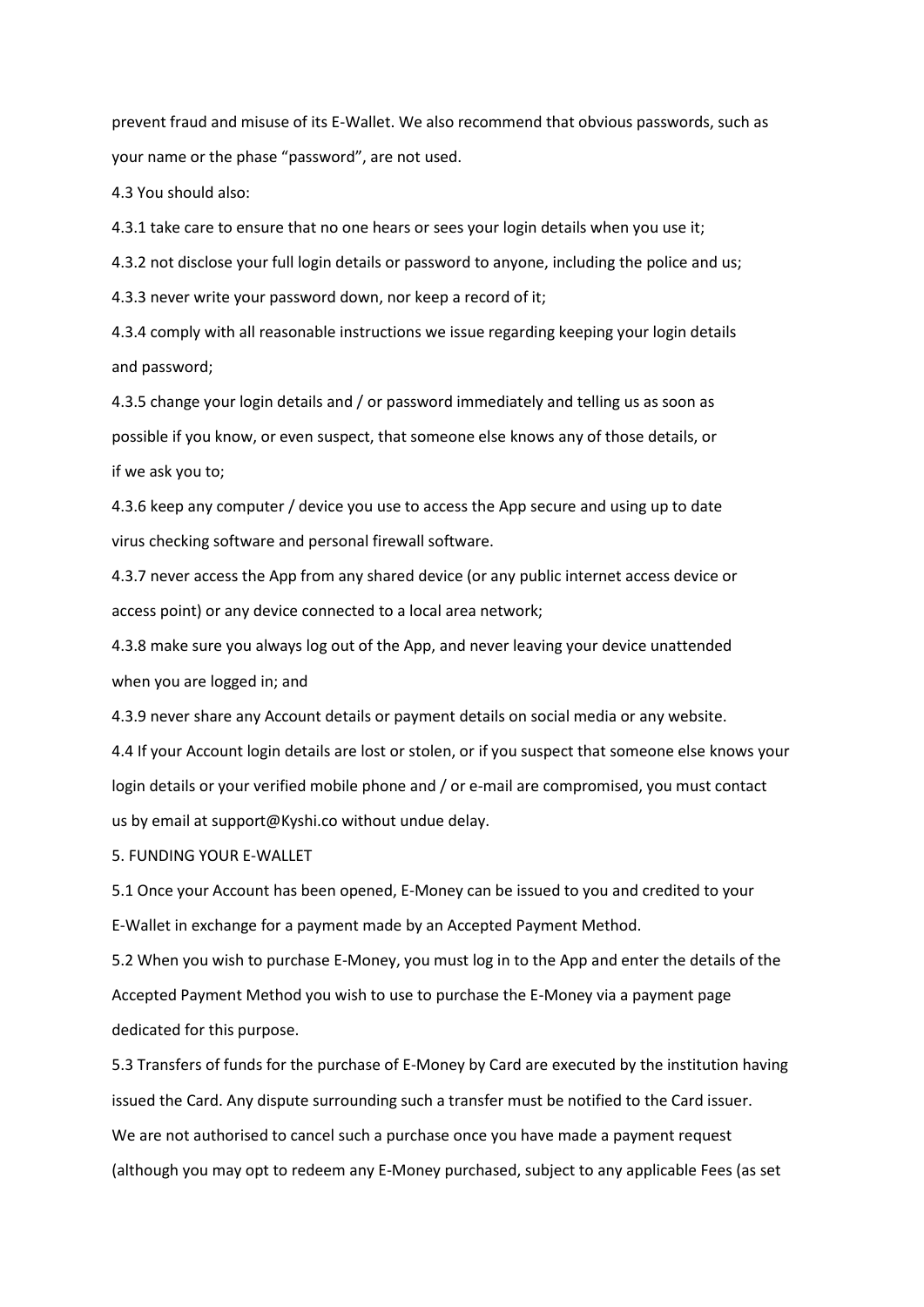prevent fraud and misuse of its E-Wallet. We also recommend that obvious passwords, such as your name or the phase "password", are not used.

4.3 You should also:

4.3.1 take care to ensure that no one hears or sees your login details when you use it;

4.3.2 not disclose your full login details or password to anyone, including the police and us;

4.3.3 never write your password down, nor keep a record of it;

4.3.4 comply with all reasonable instructions we issue regarding keeping your login details and password;

4.3.5 change your login details and / or password immediately and telling us as soon as possible if you know, or even suspect, that someone else knows any of those details, or if we ask you to;

4.3.6 keep any computer / device you use to access the App secure and using up to date virus checking software and personal firewall software.

4.3.7 never access the App from any shared device (or any public internet access device or access point) or any device connected to a local area network;

4.3.8 make sure you always log out of the App, and never leaving your device unattended when you are logged in; and

4.3.9 never share any Account details or payment details on social media or any website.

4.4 If your Account login details are lost or stolen, or if you suspect that someone else knows your login details or your verified mobile phone and / or e-mail are compromised, you must contact us by email at support@Kyshi.co without undue delay.

## 5. FUNDING YOUR E-WALLET

5.1 Once your Account has been opened, E-Money can be issued to you and credited to your E-Wallet in exchange for a payment made by an Accepted Payment Method.

5.2 When you wish to purchase E-Money, you must log in to the App and enter the details of the Accepted Payment Method you wish to use to purchase the E-Money via a payment page dedicated for this purpose.

5.3 Transfers of funds for the purchase of E-Money by Card are executed by the institution having issued the Card. Any dispute surrounding such a transfer must be notified to the Card issuer. We are not authorised to cancel such a purchase once you have made a payment request (although you may opt to redeem any E-Money purchased, subject to any applicable Fees (as set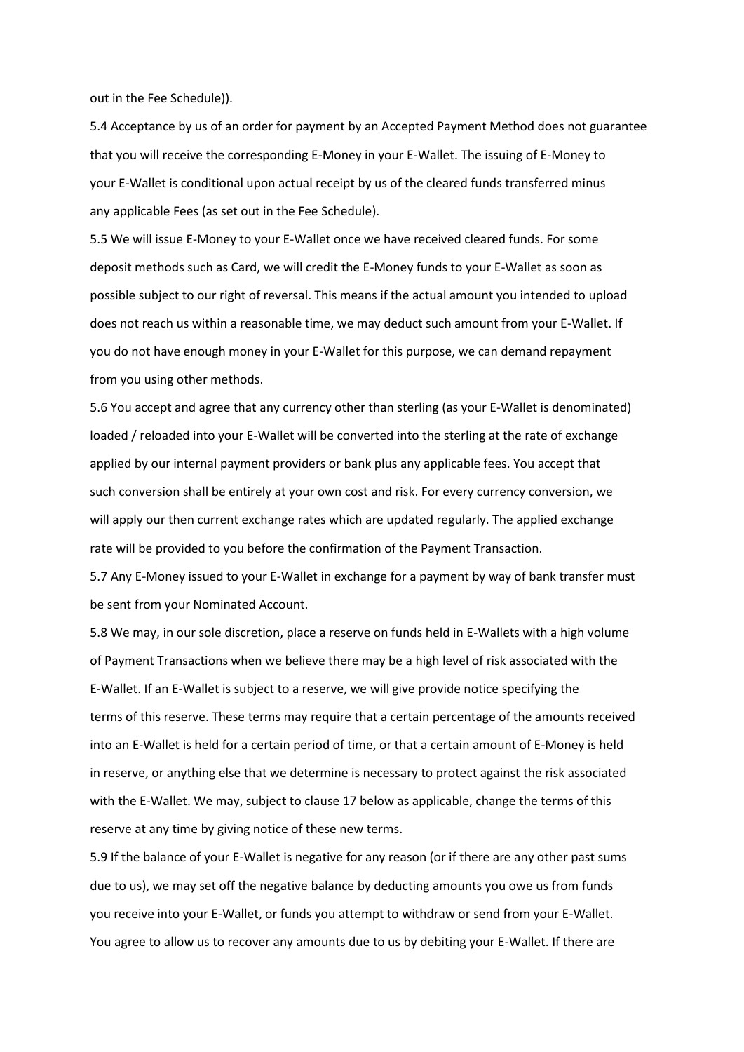out in the Fee Schedule)).

5.4 Acceptance by us of an order for payment by an Accepted Payment Method does not guarantee that you will receive the corresponding E-Money in your E-Wallet. The issuing of E-Money to your E-Wallet is conditional upon actual receipt by us of the cleared funds transferred minus any applicable Fees (as set out in the Fee Schedule).

5.5 We will issue E-Money to your E-Wallet once we have received cleared funds. For some deposit methods such as Card, we will credit the E-Money funds to your E-Wallet as soon as possible subject to our right of reversal. This means if the actual amount you intended to upload does not reach us within a reasonable time, we may deduct such amount from your E-Wallet. If you do not have enough money in your E-Wallet for this purpose, we can demand repayment from you using other methods.

5.6 You accept and agree that any currency other than sterling (as your E-Wallet is denominated) loaded / reloaded into your E-Wallet will be converted into the sterling at the rate of exchange applied by our internal payment providers or bank plus any applicable fees. You accept that such conversion shall be entirely at your own cost and risk. For every currency conversion, we will apply our then current exchange rates which are updated regularly. The applied exchange rate will be provided to you before the confirmation of the Payment Transaction.

5.7 Any E-Money issued to your E-Wallet in exchange for a payment by way of bank transfer must be sent from your Nominated Account.

5.8 We may, in our sole discretion, place a reserve on funds held in E-Wallets with a high volume of Payment Transactions when we believe there may be a high level of risk associated with the E-Wallet. If an E-Wallet is subject to a reserve, we will give provide notice specifying the terms of this reserve. These terms may require that a certain percentage of the amounts received into an E-Wallet is held for a certain period of time, or that a certain amount of E-Money is held in reserve, or anything else that we determine is necessary to protect against the risk associated with the E-Wallet. We may, subject to clause 17 below as applicable, change the terms of this reserve at any time by giving notice of these new terms.

5.9 If the balance of your E-Wallet is negative for any reason (or if there are any other past sums due to us), we may set off the negative balance by deducting amounts you owe us from funds you receive into your E-Wallet, or funds you attempt to withdraw or send from your E-Wallet. You agree to allow us to recover any amounts due to us by debiting your E-Wallet. If there are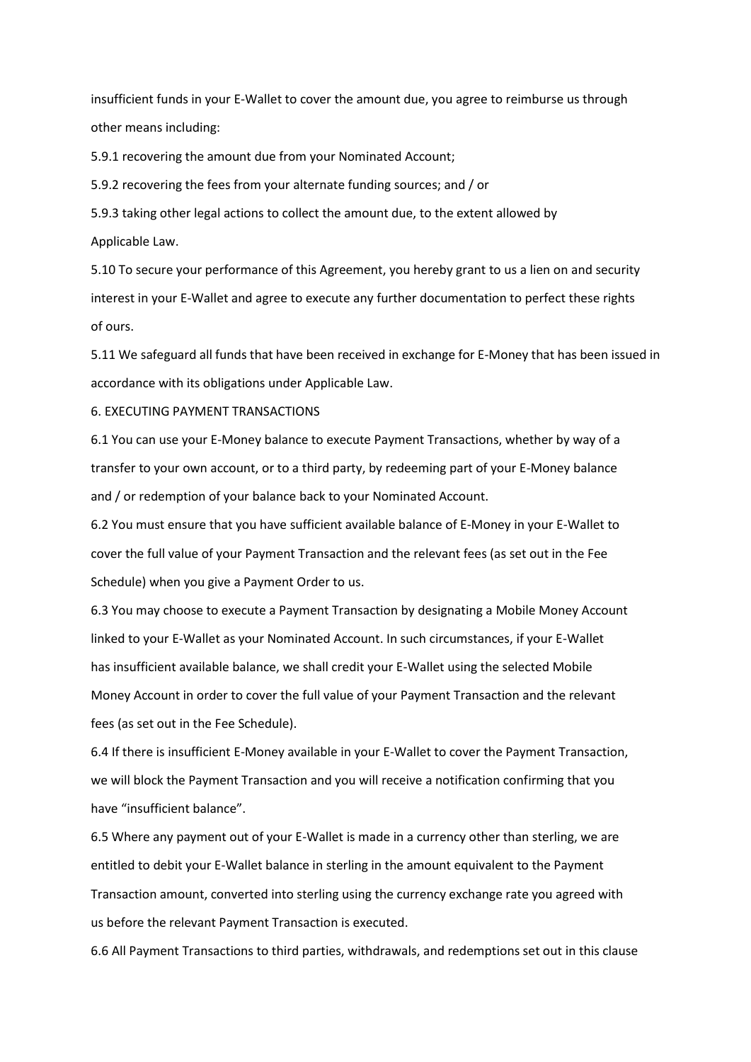insufficient funds in your E-Wallet to cover the amount due, you agree to reimburse us through other means including:

5.9.1 recovering the amount due from your Nominated Account;

5.9.2 recovering the fees from your alternate funding sources; and / or

5.9.3 taking other legal actions to collect the amount due, to the extent allowed by Applicable Law.

5.10 To secure your performance of this Agreement, you hereby grant to us a lien on and security interest in your E-Wallet and agree to execute any further documentation to perfect these rights of ours.

5.11 We safeguard all funds that have been received in exchange for E-Money that has been issued in accordance with its obligations under Applicable Law.

6. EXECUTING PAYMENT TRANSACTIONS

6.1 You can use your E-Money balance to execute Payment Transactions, whether by way of a transfer to your own account, or to a third party, by redeeming part of your E-Money balance and / or redemption of your balance back to your Nominated Account.

6.2 You must ensure that you have sufficient available balance of E-Money in your E-Wallet to cover the full value of your Payment Transaction and the relevant fees (as set out in the Fee Schedule) when you give a Payment Order to us.

6.3 You may choose to execute a Payment Transaction by designating a Mobile Money Account linked to your E-Wallet as your Nominated Account. In such circumstances, if your E-Wallet has insufficient available balance, we shall credit your E-Wallet using the selected Mobile Money Account in order to cover the full value of your Payment Transaction and the relevant fees (as set out in the Fee Schedule).

6.4 If there is insufficient E-Money available in your E-Wallet to cover the Payment Transaction, we will block the Payment Transaction and you will receive a notification confirming that you have "insufficient balance".

6.5 Where any payment out of your E-Wallet is made in a currency other than sterling, we are entitled to debit your E-Wallet balance in sterling in the amount equivalent to the Payment Transaction amount, converted into sterling using the currency exchange rate you agreed with us before the relevant Payment Transaction is executed.

6.6 All Payment Transactions to third parties, withdrawals, and redemptions set out in this clause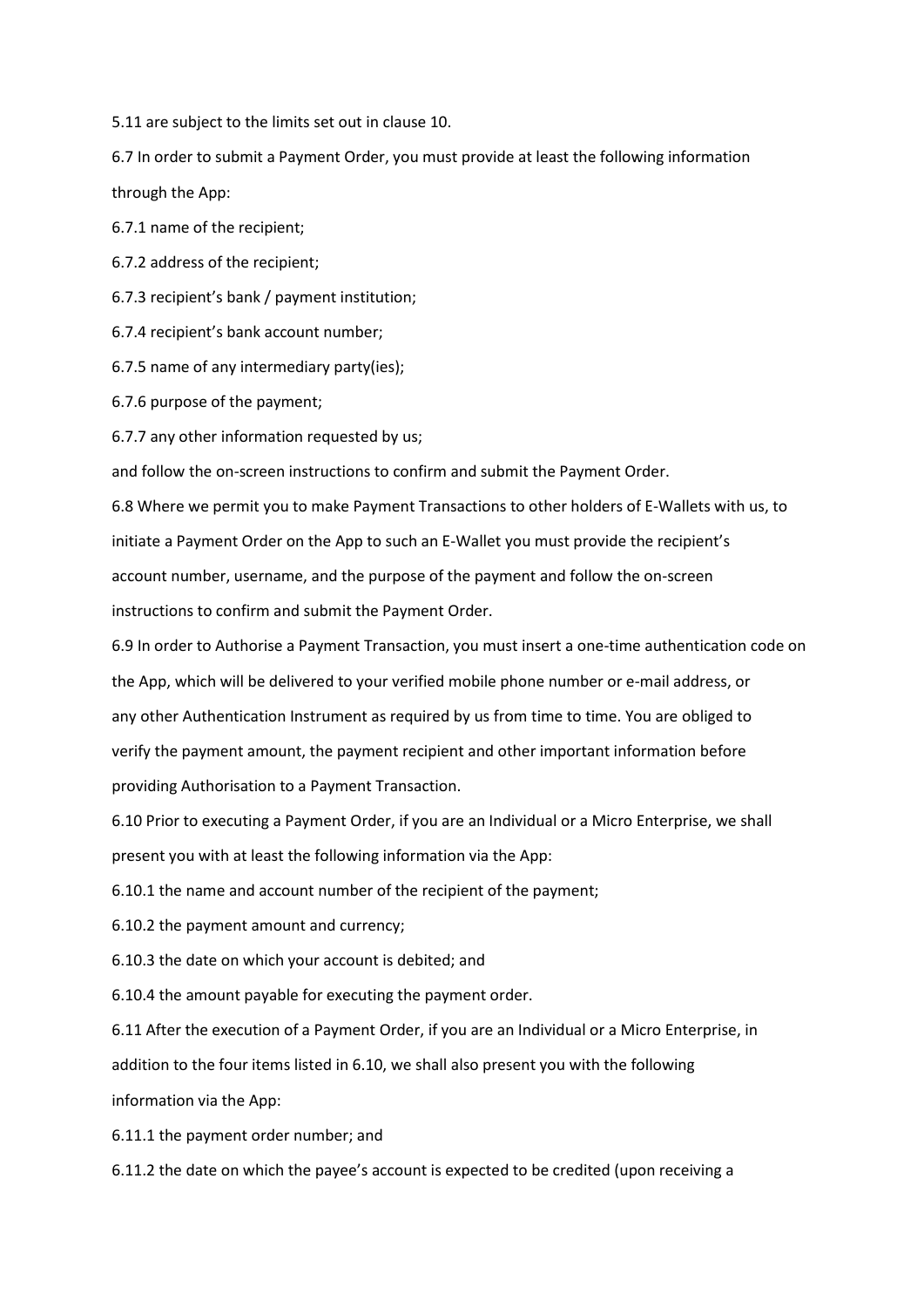5.11 are subject to the limits set out in clause 10.

6.7 In order to submit a Payment Order, you must provide at least the following information through the App:

6.7.1 name of the recipient;

6.7.2 address of the recipient;

6.7.3 recipient's bank / payment institution;

6.7.4 recipient's bank account number;

6.7.5 name of any intermediary party(ies);

6.7.6 purpose of the payment;

6.7.7 any other information requested by us;

and follow the on-screen instructions to confirm and submit the Payment Order.

6.8 Where we permit you to make Payment Transactions to other holders of E-Wallets with us, to initiate a Payment Order on the App to such an E-Wallet you must provide the recipient's account number, username, and the purpose of the payment and follow the on-screen instructions to confirm and submit the Payment Order.

6.9 In order to Authorise a Payment Transaction, you must insert a one-time authentication code on the App, which will be delivered to your verified mobile phone number or e-mail address, or any other Authentication Instrument as required by us from time to time. You are obliged to verify the payment amount, the payment recipient and other important information before providing Authorisation to a Payment Transaction.

6.10 Prior to executing a Payment Order, if you are an Individual or a Micro Enterprise, we shall present you with at least the following information via the App:

6.10.1 the name and account number of the recipient of the payment;

6.10.2 the payment amount and currency;

6.10.3 the date on which your account is debited; and

6.10.4 the amount payable for executing the payment order.

6.11 After the execution of a Payment Order, if you are an Individual or a Micro Enterprise, in addition to the four items listed in 6.10, we shall also present you with the following information via the App:

6.11.1 the payment order number; and

6.11.2 the date on which the payee's account is expected to be credited (upon receiving a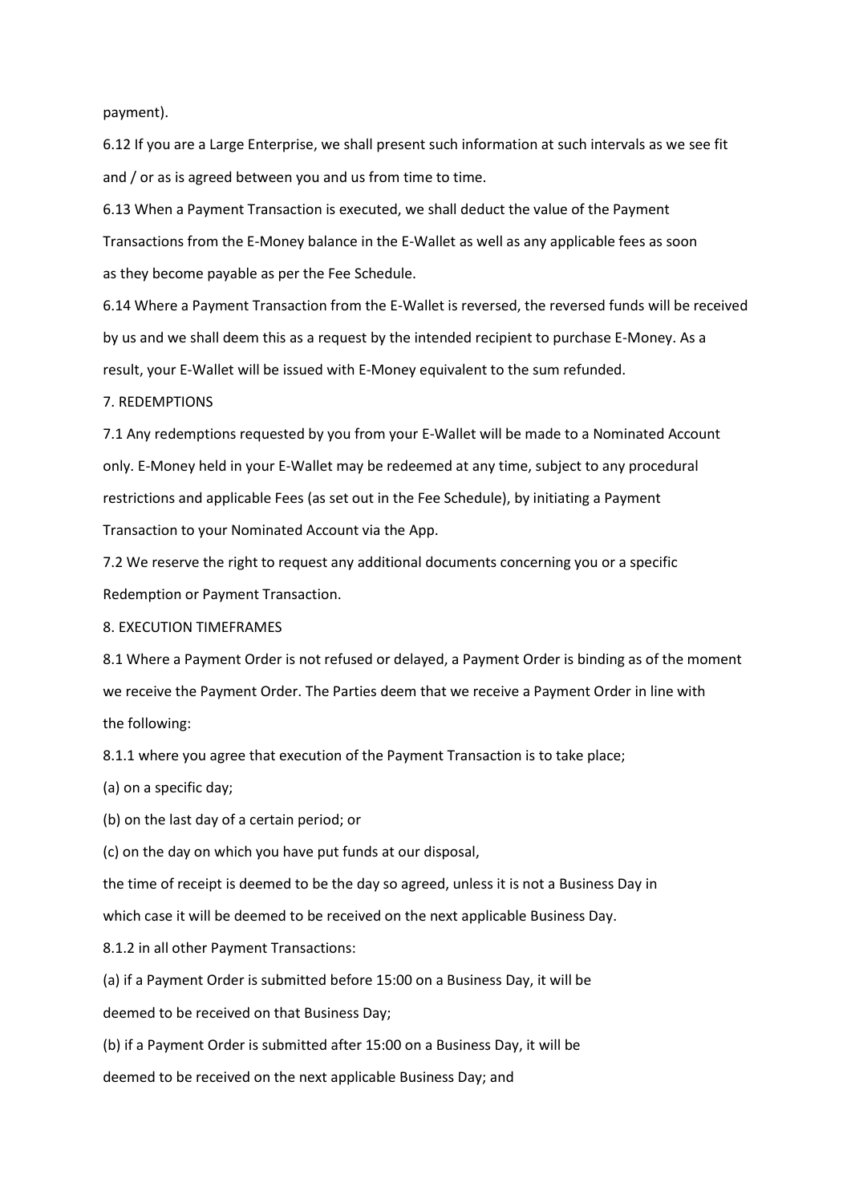payment).

6.12 If you are a Large Enterprise, we shall present such information at such intervals as we see fit and / or as is agreed between you and us from time to time.

6.13 When a Payment Transaction is executed, we shall deduct the value of the Payment Transactions from the E-Money balance in the E-Wallet as well as any applicable fees as soon as they become payable as per the Fee Schedule.

6.14 Where a Payment Transaction from the E-Wallet is reversed, the reversed funds will be received by us and we shall deem this as a request by the intended recipient to purchase E-Money. As a result, your E-Wallet will be issued with E-Money equivalent to the sum refunded.

## 7. REDEMPTIONS

7.1 Any redemptions requested by you from your E-Wallet will be made to a Nominated Account only. E-Money held in your E-Wallet may be redeemed at any time, subject to any procedural restrictions and applicable Fees (as set out in the Fee Schedule), by initiating a Payment Transaction to your Nominated Account via the App.

7.2 We reserve the right to request any additional documents concerning you or a specific Redemption or Payment Transaction.

## 8. EXECUTION TIMEFRAMES

8.1 Where a Payment Order is not refused or delayed, a Payment Order is binding as of the moment we receive the Payment Order. The Parties deem that we receive a Payment Order in line with the following:

8.1.1 where you agree that execution of the Payment Transaction is to take place;

(a) on a specific day;

(b) on the last day of a certain period; or

(c) on the day on which you have put funds at our disposal,

the time of receipt is deemed to be the day so agreed, unless it is not a Business Day in which case it will be deemed to be received on the next applicable Business Day.

8.1.2 in all other Payment Transactions:

(a) if a Payment Order is submitted before 15:00 on a Business Day, it will be deemed to be received on that Business Day;

(b) if a Payment Order is submitted after 15:00 on a Business Day, it will be deemed to be received on the next applicable Business Day; and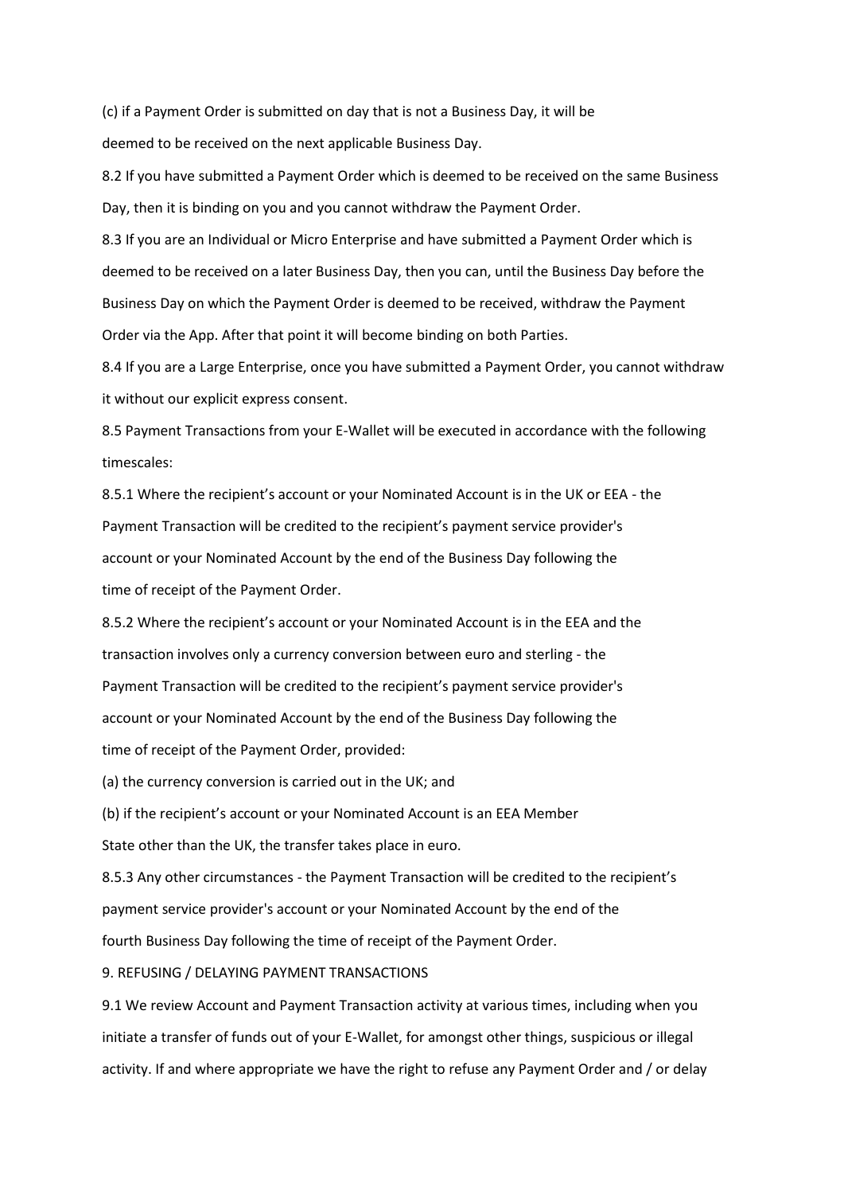(c) if a Payment Order is submitted on day that is not a Business Day, it will be deemed to be received on the next applicable Business Day.

8.2 If you have submitted a Payment Order which is deemed to be received on the same Business Day, then it is binding on you and you cannot withdraw the Payment Order.

8.3 If you are an Individual or Micro Enterprise and have submitted a Payment Order which is deemed to be received on a later Business Day, then you can, until the Business Day before the Business Day on which the Payment Order is deemed to be received, withdraw the Payment Order via the App. After that point it will become binding on both Parties.

8.4 If you are a Large Enterprise, once you have submitted a Payment Order, you cannot withdraw it without our explicit express consent.

8.5 Payment Transactions from your E-Wallet will be executed in accordance with the following timescales:

8.5.1 Where the recipient's account or your Nominated Account is in the UK or EEA - the Payment Transaction will be credited to the recipient's payment service provider's account or your Nominated Account by the end of the Business Day following the time of receipt of the Payment Order.

8.5.2 Where the recipient's account or your Nominated Account is in the EEA and the transaction involves only a currency conversion between euro and sterling - the Payment Transaction will be credited to the recipient's payment service provider's account or your Nominated Account by the end of the Business Day following the time of receipt of the Payment Order, provided:

(a) the currency conversion is carried out in the UK; and

(b) if the recipient's account or your Nominated Account is an EEA Member State other than the UK, the transfer takes place in euro.

8.5.3 Any other circumstances - the Payment Transaction will be credited to the recipient's payment service provider's account or your Nominated Account by the end of the fourth Business Day following the time of receipt of the Payment Order.

9. REFUSING / DELAYING PAYMENT TRANSACTIONS

9.1 We review Account and Payment Transaction activity at various times, including when you initiate a transfer of funds out of your E-Wallet, for amongst other things, suspicious or illegal activity. If and where appropriate we have the right to refuse any Payment Order and / or delay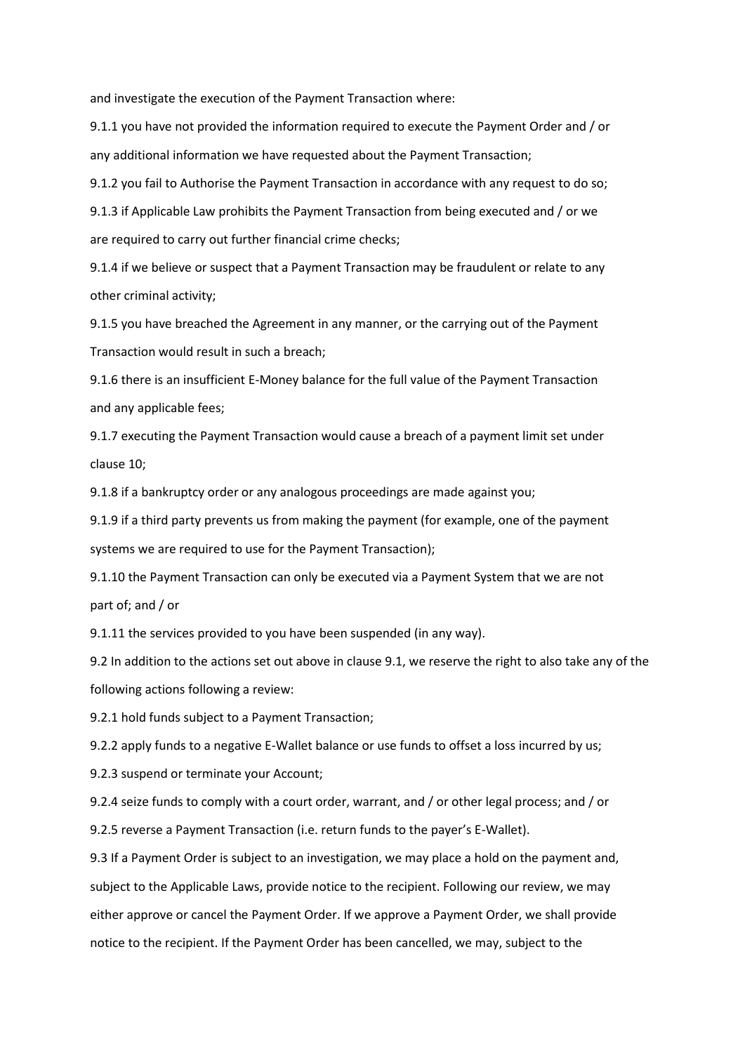and investigate the execution of the Payment Transaction where:

9.1.1 you have not provided the information required to execute the Payment Order and / or any additional information we have requested about the Payment Transaction;

9.1.2 you fail to Authorise the Payment Transaction in accordance with any request to do so;

9.1.3 if Applicable Law prohibits the Payment Transaction from being executed and / or we are required to carry out further financial crime checks;

9.1.4 if we believe or suspect that a Payment Transaction may be fraudulent or relate to any other criminal activity;

9.1.5 you have breached the Agreement in any manner, or the carrying out of the Payment Transaction would result in such a breach;

9.1.6 there is an insufficient E-Money balance for the full value of the Payment Transaction and any applicable fees;

9.1.7 executing the Payment Transaction would cause a breach of a payment limit set under clause 10;

9.1.8 if a bankruptcy order or any analogous proceedings are made against you;

9.1.9 if a third party prevents us from making the payment (for example, one of the payment systems we are required to use for the Payment Transaction);

9.1.10 the Payment Transaction can only be executed via a Payment System that we are not part of; and / or

9.1.11 the services provided to you have been suspended (in any way).

9.2 In addition to the actions set out above in clause 9.1, we reserve the right to also take any of the following actions following a review:

9.2.1 hold funds subject to a Payment Transaction;

9.2.2 apply funds to a negative E-Wallet balance or use funds to offset a loss incurred by us;

9.2.3 suspend or terminate your Account;

9.2.4 seize funds to comply with a court order, warrant, and / or other legal process; and / or

9.2.5 reverse a Payment Transaction (i.e. return funds to the payer's E-Wallet).

9.3 If a Payment Order is subject to an investigation, we may place a hold on the payment and, subject to the Applicable Laws, provide notice to the recipient. Following our review, we may either approve or cancel the Payment Order. If we approve a Payment Order, we shall provide notice to the recipient. If the Payment Order has been cancelled, we may, subject to the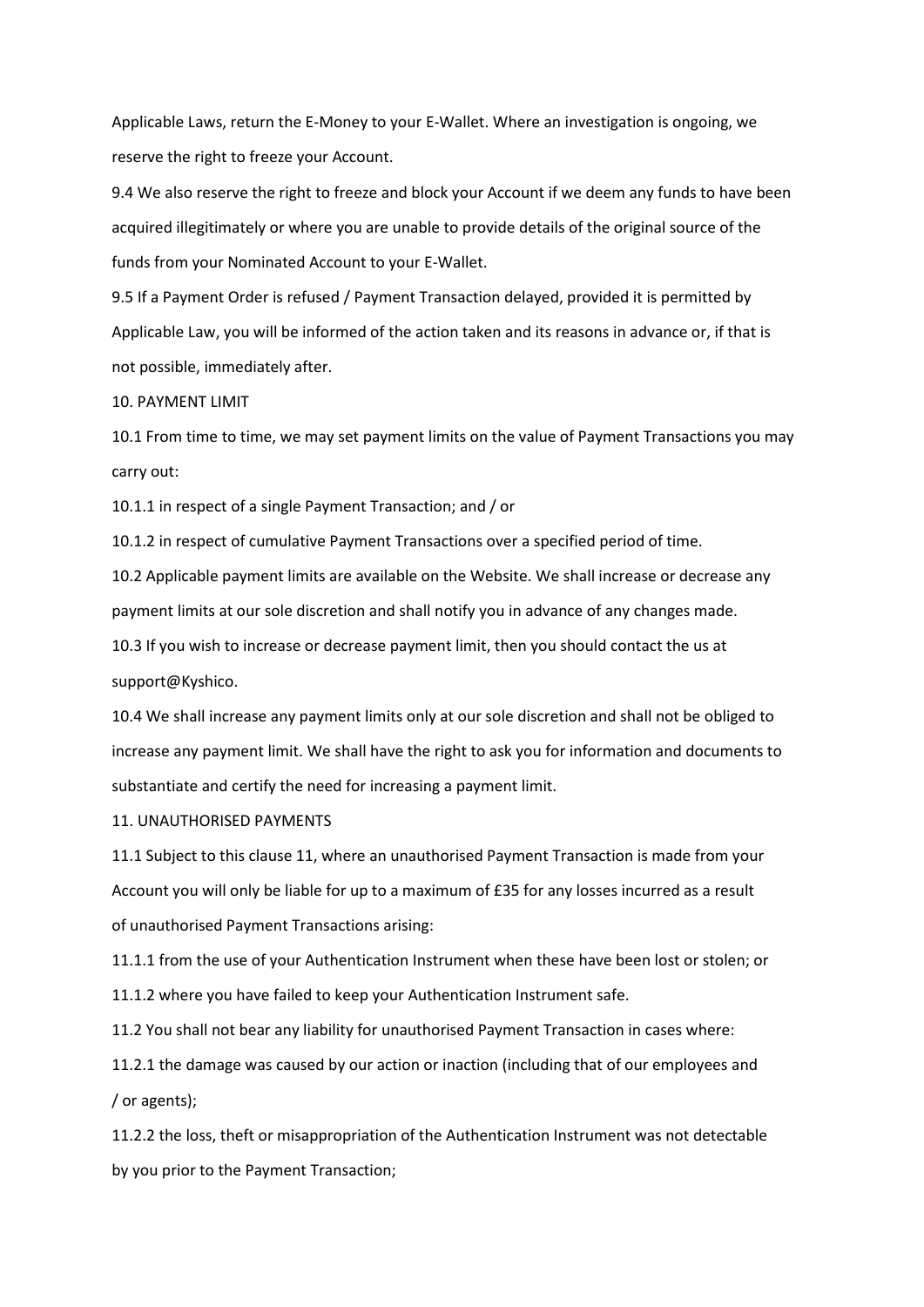Applicable Laws, return the E-Money to your E-Wallet. Where an investigation is ongoing, we reserve the right to freeze your Account.

9.4 We also reserve the right to freeze and block your Account if we deem any funds to have been acquired illegitimately or where you are unable to provide details of the original source of the funds from your Nominated Account to your E-Wallet.

9.5 If a Payment Order is refused / Payment Transaction delayed, provided it is permitted by Applicable Law, you will be informed of the action taken and its reasons in advance or, if that is not possible, immediately after.

10. PAYMENT LIMIT

10.1 From time to time, we may set payment limits on the value of Payment Transactions you may carry out:

10.1.1 in respect of a single Payment Transaction; and / or

10.1.2 in respect of cumulative Payment Transactions over a specified period of time.

10.2 Applicable payment limits are available on the Website. We shall increase or decrease any payment limits at our sole discretion and shall notify you in advance of any changes made.

10.3 If you wish to increase or decrease payment limit, then you should contact the us at support@Kyshico.

10.4 We shall increase any payment limits only at our sole discretion and shall not be obliged to increase any payment limit. We shall have the right to ask you for information and documents to substantiate and certify the need for increasing a payment limit.

11. UNAUTHORISED PAYMENTS

11.1 Subject to this clause 11, where an unauthorised Payment Transaction is made from your Account you will only be liable for up to a maximum of £35 for any losses incurred as a result of unauthorised Payment Transactions arising:

11.1.1 from the use of your Authentication Instrument when these have been lost or stolen; or

11.1.2 where you have failed to keep your Authentication Instrument safe.

11.2 You shall not bear any liability for unauthorised Payment Transaction in cases where:

11.2.1 the damage was caused by our action or inaction (including that of our employees and / or agents);

11.2.2 the loss, theft or misappropriation of the Authentication Instrument was not detectable by you prior to the Payment Transaction;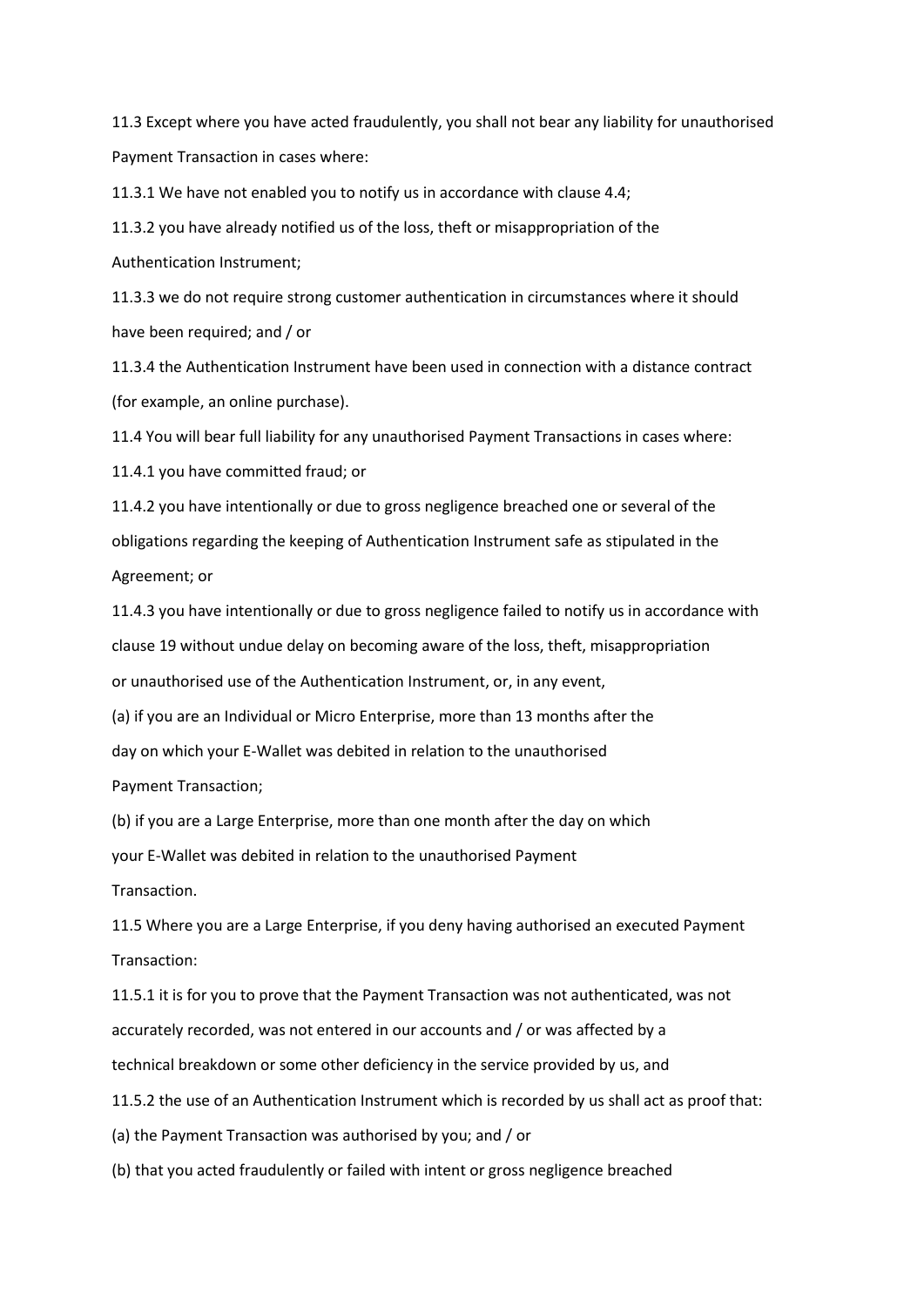11.3 Except where you have acted fraudulently, you shall not bear any liability for unauthorised Payment Transaction in cases where:

11.3.1 We have not enabled you to notify us in accordance with clause 4.4;

11.3.2 you have already notified us of the loss, theft or misappropriation of the Authentication Instrument;

11.3.3 we do not require strong customer authentication in circumstances where it should have been required; and / or

11.3.4 the Authentication Instrument have been used in connection with a distance contract (for example, an online purchase).

11.4 You will bear full liability for any unauthorised Payment Transactions in cases where:

11.4.1 you have committed fraud; or

11.4.2 you have intentionally or due to gross negligence breached one or several of the obligations regarding the keeping of Authentication Instrument safe as stipulated in the Agreement; or

11.4.3 you have intentionally or due to gross negligence failed to notify us in accordance with clause 19 without undue delay on becoming aware of the loss, theft, misappropriation or unauthorised use of the Authentication Instrument, or, in any event,

(a) if you are an Individual or Micro Enterprise, more than 13 months after the day on which your E-Wallet was debited in relation to the unauthorised Payment Transaction;

(b) if you are a Large Enterprise, more than one month after the day on which your E-Wallet was debited in relation to the unauthorised Payment Transaction.

11.5 Where you are a Large Enterprise, if you deny having authorised an executed Payment Transaction:

11.5.1 it is for you to prove that the Payment Transaction was not authenticated, was not accurately recorded, was not entered in our accounts and / or was affected by a technical breakdown or some other deficiency in the service provided by us, and

11.5.2 the use of an Authentication Instrument which is recorded by us shall act as proof that:

(a) the Payment Transaction was authorised by you; and / or

(b) that you acted fraudulently or failed with intent or gross negligence breached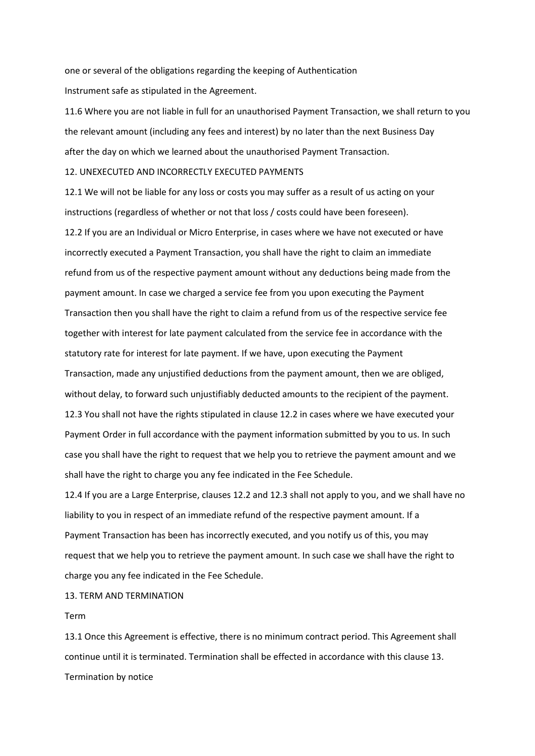one or several of the obligations regarding the keeping of Authentication Instrument safe as stipulated in the Agreement.

11.6 Where you are not liable in full for an unauthorised Payment Transaction, we shall return to you the relevant amount (including any fees and interest) by no later than the next Business Day after the day on which we learned about the unauthorised Payment Transaction.

## 12. UNEXECUTED AND INCORRECTLY EXECUTED PAYMENTS

12.1 We will not be liable for any loss or costs you may suffer as a result of us acting on your instructions (regardless of whether or not that loss / costs could have been foreseen).

12.2 If you are an Individual or Micro Enterprise, in cases where we have not executed or have incorrectly executed a Payment Transaction, you shall have the right to claim an immediate refund from us of the respective payment amount without any deductions being made from the payment amount. In case we charged a service fee from you upon executing the Payment Transaction then you shall have the right to claim a refund from us of the respective service fee together with interest for late payment calculated from the service fee in accordance with the statutory rate for interest for late payment. If we have, upon executing the Payment Transaction, made any unjustified deductions from the payment amount, then we are obliged, without delay, to forward such unjustifiably deducted amounts to the recipient of the payment.

12.3 You shall not have the rights stipulated in clause 12.2 in cases where we have executed your Payment Order in full accordance with the payment information submitted by you to us. In such case you shall have the right to request that we help you to retrieve the payment amount and we shall have the right to charge you any fee indicated in the Fee Schedule.

12.4 If you are a Large Enterprise, clauses 12.2 and 12.3 shall not apply to you, and we shall have no liability to you in respect of an immediate refund of the respective payment amount. If a Payment Transaction has been has incorrectly executed, and you notify us of this, you may request that we help you to retrieve the payment amount. In such case we shall have the right to charge you any fee indicated in the Fee Schedule.

## 13. TERM AND TERMINATION

### Term

13.1 Once this Agreement is effective, there is no minimum contract period. This Agreement shall continue until it is terminated. Termination shall be effected in accordance with this clause 13.

### Termination by notice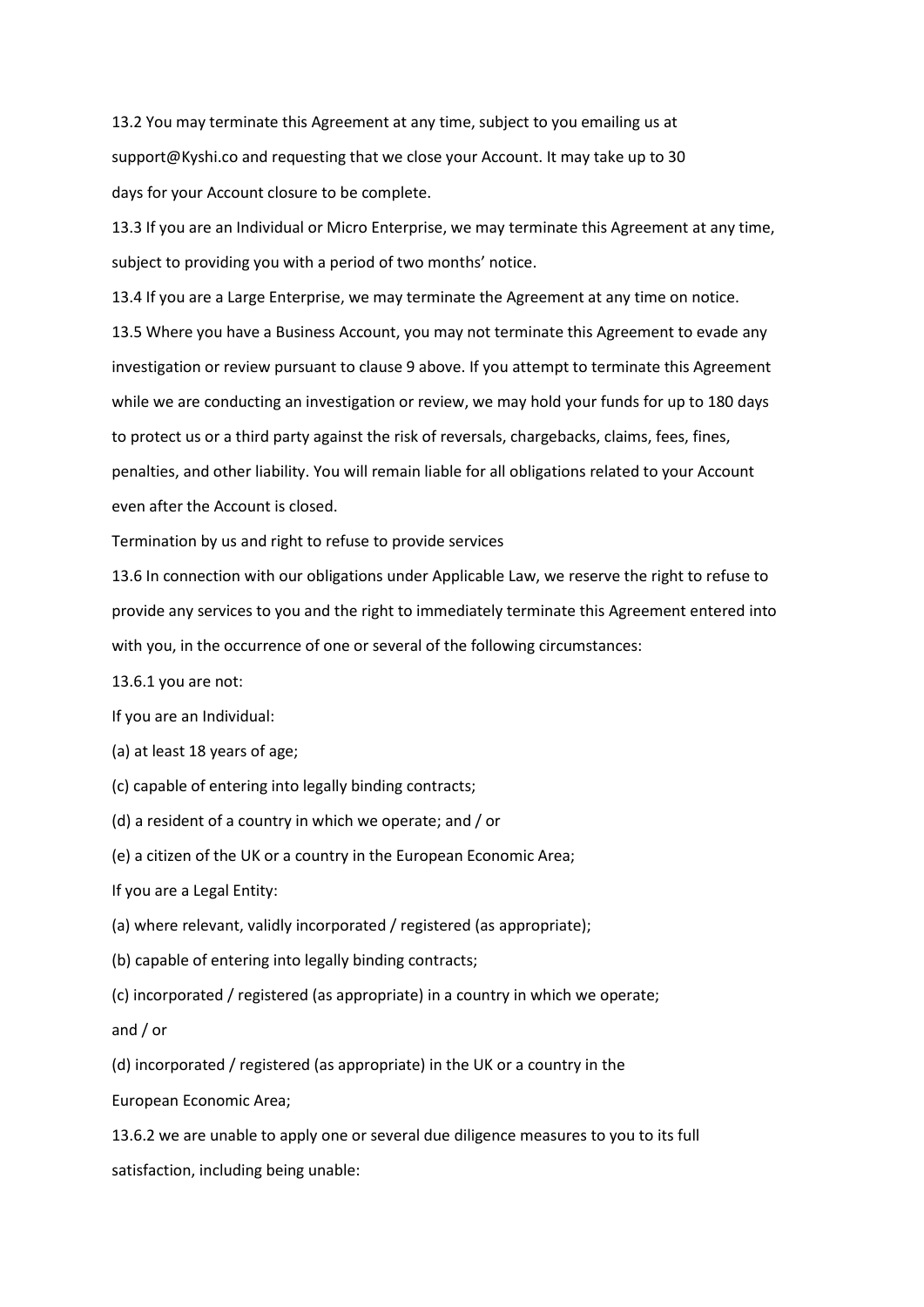13.2 You may terminate this Agreement at any time, subject to you emailing us at support@Kyshi.co and requesting that we close your Account. It may take up to 30 days for your Account closure to be complete.

13.3 If you are an Individual or Micro Enterprise, we may terminate this Agreement at any time, subject to providing you with a period of two months' notice.

13.4 If you are a Large Enterprise, we may terminate the Agreement at any time on notice.

13.5 Where you have a Business Account, you may not terminate this Agreement to evade any investigation or review pursuant to clause 9 above. If you attempt to terminate this Agreement while we are conducting an investigation or review, we may hold your funds for up to 180 days to protect us or a third party against the risk of reversals, chargebacks, claims, fees, fines, penalties, and other liability. You will remain liable for all obligations related to your Account even after the Account is closed.

Termination by us and right to refuse to provide services

13.6 In connection with our obligations under Applicable Law, we reserve the right to refuse to provide any services to you and the right to immediately terminate this Agreement entered into with you, in the occurrence of one or several of the following circumstances:

13.6.1 you are not:

If you are an Individual:

(a) at least 18 years of age;

(c) capable of entering into legally binding contracts;

(d) a resident of a country in which we operate; and / or

(e) a citizen of the UK or a country in the European Economic Area;

If you are a Legal Entity:

(a) where relevant, validly incorporated / registered (as appropriate);

(b) capable of entering into legally binding contracts;

(c) incorporated / registered (as appropriate) in a country in which we operate; and / or

(d) incorporated / registered (as appropriate) in the UK or a country in the European Economic Area;

13.6.2 we are unable to apply one or several due diligence measures to you to its full satisfaction, including being unable: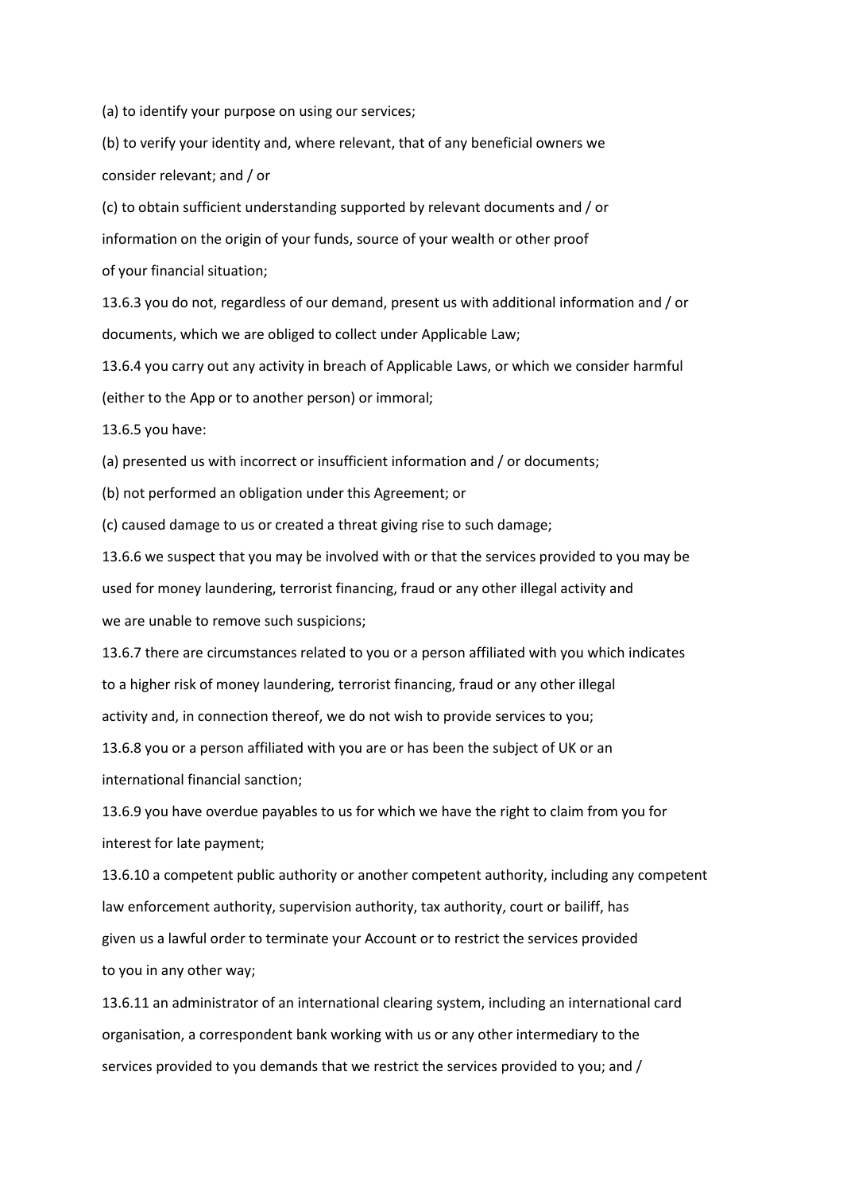(a) to identify your purpose on using our services;

(b) to verify your identity and, where relevant, that of any beneficial owners we consider relevant; and / or

(c) to obtain sufficient understanding supported by relevant documents and / or information on the origin of your funds, source of your wealth or other proof of your financial situation;

13.6.3 you do not, regardless of our demand, present us with additional information and / or documents, which we are obliged to collect under Applicable Law;

13.6.4 you carry out any activity in breach of Applicable Laws, or which we consider harmful (either to the App or to another person) or immoral;

13.6.5 you have:

(a) presented us with incorrect or insufficient information and / or documents;

(b) not performed an obligation under this Agreement; or

(c) caused damage to us or created a threat giving rise to such damage;

13.6.6 we suspect that you may be involved with or that the services provided to you may be used for money laundering, terrorist financing, fraud or any other illegal activity and we are unable to remove such suspicions;

13.6.7 there are circumstances related to you or a person affiliated with you which indicates to a higher risk of money laundering, terrorist financing, fraud or any other illegal activity and, in connection thereof, we do not wish to provide services to you;

13.6.8 you or a person affiliated with you are or has been the subject of UK or an international financial sanction;

13.6.9 you have overdue payables to us for which we have the right to claim from you for interest for late payment;

13.6.10 a competent public authority or another competent authority, including any competent law enforcement authority, supervision authority, tax authority, court or bailiff, has given us a lawful order to terminate your Account or to restrict the services provided to you in any other way;

13.6.11 an administrator of an international clearing system, including an international card organisation, a correspondent bank working with us or any other intermediary to the services provided to you demands that we restrict the services provided to you; and /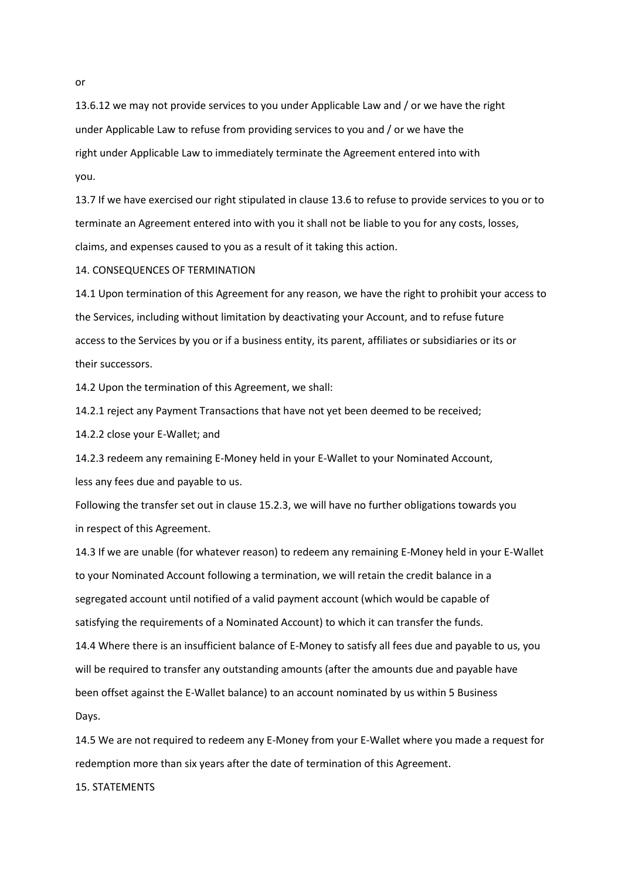or

13.6.12 we may not provide services to you under Applicable Law and / or we have the right under Applicable Law to refuse from providing services to you and / or we have the right under Applicable Law to immediately terminate the Agreement entered into with you.

13.7 If we have exercised our right stipulated in clause 13.6 to refuse to provide services to you or to terminate an Agreement entered into with you it shall not be liable to you for any costs, losses, claims, and expenses caused to you as a result of it taking this action.

## 14. CONSEQUENCES OF TERMINATION

14.1 Upon termination of this Agreement for any reason, we have the right to prohibit your access to the Services, including without limitation by deactivating your Account, and to refuse future access to the Services by you or if a business entity, its parent, affiliates or subsidiaries or its or their successors.

14.2 Upon the termination of this Agreement, we shall:

14.2.1 reject any Payment Transactions that have not yet been deemed to be received;

14.2.2 close your E-Wallet; and

14.2.3 redeem any remaining E-Money held in your E-Wallet to your Nominated Account, less any fees due and payable to us.

Following the transfer set out in clause 15.2.3, we will have no further obligations towards you in respect of this Agreement.

14.3 If we are unable (for whatever reason) to redeem any remaining E-Money held in your E-Wallet to your Nominated Account following a termination, we will retain the credit balance in a segregated account until notified of a valid payment account (which would be capable of satisfying the requirements of a Nominated Account) to which it can transfer the funds.

14.4 Where there is an insufficient balance of E-Money to satisfy all fees due and payable to us, you will be required to transfer any outstanding amounts (after the amounts due and payable have been offset against the E-Wallet balance) to an account nominated by us within 5 Business Days.

14.5 We are not required to redeem any E-Money from your E-Wallet where you made a request for redemption more than six years after the date of termination of this Agreement.

## 15. STATEMENTS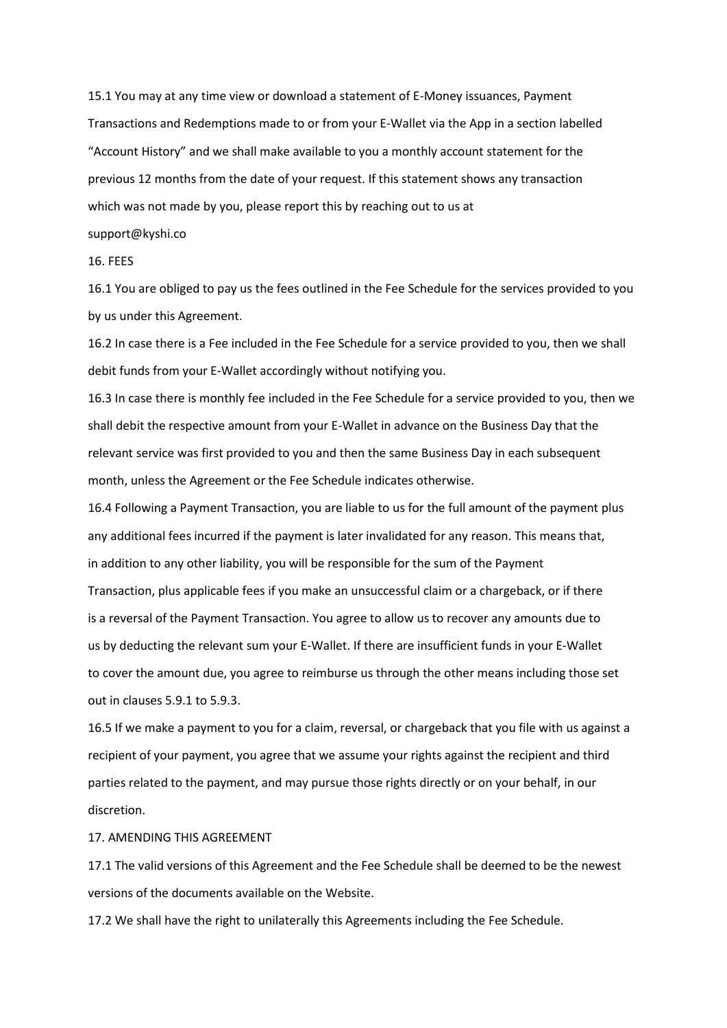15.1 You may at any time view or download a statement of E-Money issuances, Payment Transactions and Redemptions made to or from your E-Wallet via the App in a section labelled "Account History" and we shall make available to you a monthly account statement for the previous 12 months from the date of your request. If this statement shows any transaction which was not made by you, please report this by reaching out to us at support@kyshi.co

## 16. FEES

16.1 You are obliged to pay us the fees outlined in the Fee Schedule for the services provided to you by us under this Agreement.

16.2 In case there is a Fee included in the Fee Schedule for a service provided to you, then we shall debit funds from your E-Wallet accordingly without notifying you.

16.3 In case there is monthly fee included in the Fee Schedule for a service provided to you, then we shall debit the respective amount from your E-Wallet in advance on the Business Day that the relevant service was first provided to you and then the same Business Day in each subsequent month, unless the Agreement or the Fee Schedule indicates otherwise.

16.4 Following a Payment Transaction, you are liable to us for the full amount of the payment plus any additional fees incurred if the payment is later invalidated for any reason. This means that, in addition to any other liability, you will be responsible for the sum of the Payment Transaction, plus applicable fees if you make an unsuccessful claim or a chargeback, or if there is a reversal of the Payment Transaction. You agree to allow us to recover any amounts due to us by deducting the relevant sum your E-Wallet. If there are insufficient funds in your E-Wallet to cover the amount due, you agree to reimburse us through the other means including those set out in clauses 5.9.1 to 5.9.3.

16.5 If we make a payment to you for a claim, reversal, or chargeback that you file with us against a recipient of your payment, you agree that we assume your rights against the recipient and third parties related to the payment, and may pursue those rights directly or on your behalf, in our discretion.

## 17. AMENDING THIS AGREEMENT

17.1 The valid versions of this Agreement and the Fee Schedule shall be deemed to be the newest versions of the documents available on the Website.

17.2 We shall have the right to unilaterally this Agreements including the Fee Schedule.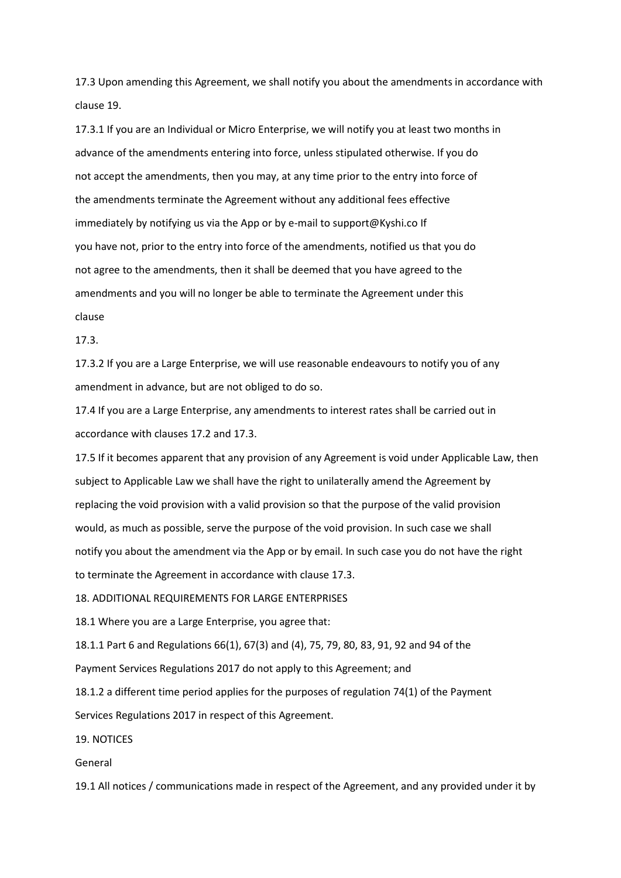17.3 Upon amending this Agreement, we shall notify you about the amendments in accordance with clause 19.

17.3.1 If you are an Individual or Micro Enterprise, we will notify you at least two months in advance of the amendments entering into force, unless stipulated otherwise. If you do not accept the amendments, then you may, at any time prior to the entry into force of the amendments terminate the Agreement without any additional fees effective immediately by notifying us via the App or by e-mail to support@Kyshi.co If you have not, prior to the entry into force of the amendments, notified us that you do not agree to the amendments, then it shall be deemed that you have agreed to the amendments and you will no longer be able to terminate the Agreement under this clause

17.3.

17.3.2 If you are a Large Enterprise, we will use reasonable endeavours to notify you of any amendment in advance, but are not obliged to do so.

17.4 If you are a Large Enterprise, any amendments to interest rates shall be carried out in accordance with clauses 17.2 and 17.3.

17.5 If it becomes apparent that any provision of any Agreement is void under Applicable Law, then subject to Applicable Law we shall have the right to unilaterally amend the Agreement by replacing the void provision with a valid provision so that the purpose of the valid provision would, as much as possible, serve the purpose of the void provision. In such case we shall notify you about the amendment via the App or by email. In such case you do not have the right to terminate the Agreement in accordance with clause 17.3.

18. ADDITIONAL REQUIREMENTS FOR LARGE ENTERPRISES

18.1 Where you are a Large Enterprise, you agree that:

18.1.1 Part 6 and Regulations 66(1), 67(3) and (4), 75, 79, 80, 83, 91, 92 and 94 of the Payment Services Regulations 2017 do not apply to this Agreement; and

18.1.2 a different time period applies for the purposes of regulation 74(1) of the Payment Services Regulations 2017 in respect of this Agreement.

19. NOTICES

General

19.1 All notices / communications made in respect of the Agreement, and any provided under it by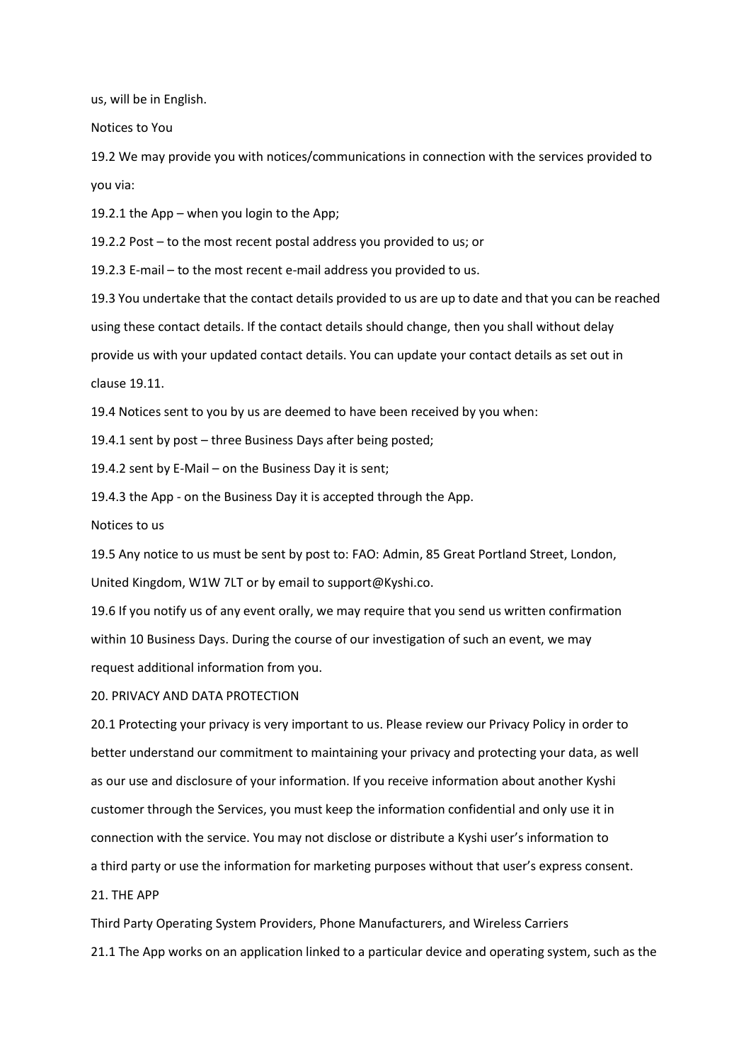us, will be in English.

Notices to You

19.2 We may provide you with notices/communications in connection with the services provided to you via:

19.2.1 the App – when you login to the App;

19.2.2 Post – to the most recent postal address you provided to us; or

19.2.3 E-mail – to the most recent e-mail address you provided to us.

19.3 You undertake that the contact details provided to us are up to date and that you can be reached using these contact details. If the contact details should change, then you shall without delay provide us with your updated contact details. You can update your contact details as set out in clause 19.11.

19.4 Notices sent to you by us are deemed to have been received by you when:

19.4.1 sent by post – three Business Days after being posted;

19.4.2 sent by E-Mail – on the Business Day it is sent;

19.4.3 the App - on the Business Day it is accepted through the App.

Notices to us

19.5 Any notice to us must be sent by post to: FAO: Admin, 85 Great Portland Street, London, United Kingdom, W1W 7LT or by email to support@Kyshi.co.

19.6 If you notify us of any event orally, we may require that you send us written confirmation within 10 Business Days. During the course of our investigation of such an event, we may request additional information from you.

20. PRIVACY AND DATA PROTECTION

20.1 Protecting your privacy is very important to us. Please review our Privacy Policy in order to better understand our commitment to maintaining your privacy and protecting your data, as well as our use and disclosure of your information. If you receive information about another Kyshi customer through the Services, you must keep the information confidential and only use it in connection with the service. You may not disclose or distribute a Kyshi user's information to a third party or use the information for marketing purposes without that user's express consent.

21. THE APP

Third Party Operating System Providers, Phone Manufacturers, and Wireless Carriers

21.1 The App works on an application linked to a particular device and operating system, such as the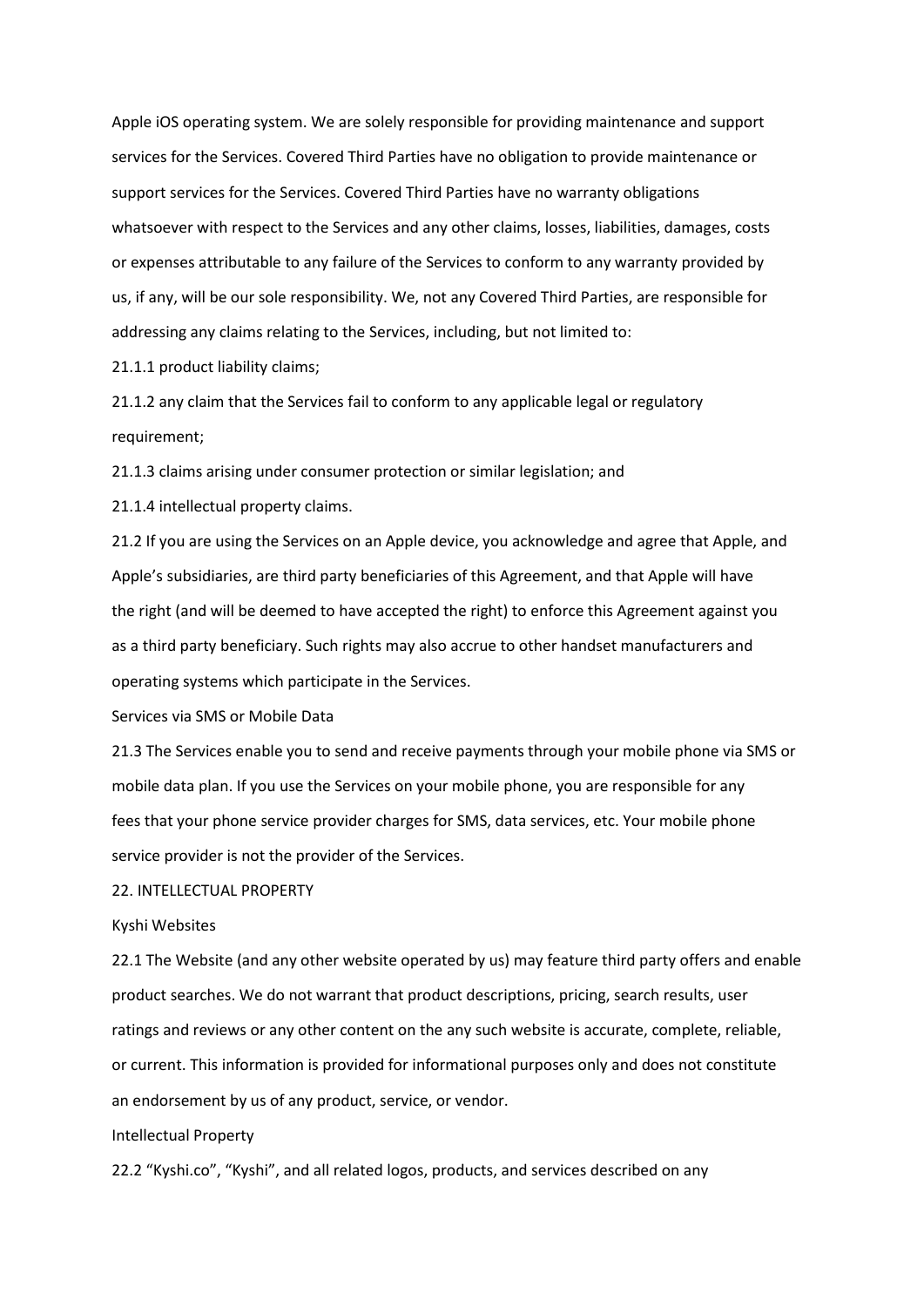Apple iOS operating system. We are solely responsible for providing maintenance and support services for the Services. Covered Third Parties have no obligation to provide maintenance or support services for the Services. Covered Third Parties have no warranty obligations whatsoever with respect to the Services and any other claims, losses, liabilities, damages, costs or expenses attributable to any failure of the Services to conform to any warranty provided by us, if any, will be our sole responsibility. We, not any Covered Third Parties, are responsible for addressing any claims relating to the Services, including, but not limited to:

21.1.1 product liability claims;

21.1.2 any claim that the Services fail to conform to any applicable legal or regulatory requirement;

21.1.3 claims arising under consumer protection or similar legislation; and

21.1.4 intellectual property claims.

21.2 If you are using the Services on an Apple device, you acknowledge and agree that Apple, and Apple's subsidiaries, are third party beneficiaries of this Agreement, and that Apple will have the right (and will be deemed to have accepted the right) to enforce this Agreement against you as a third party beneficiary. Such rights may also accrue to other handset manufacturers and operating systems which participate in the Services.

Services via SMS or Mobile Data

21.3 The Services enable you to send and receive payments through your mobile phone via SMS or mobile data plan. If you use the Services on your mobile phone, you are responsible for any fees that your phone service provider charges for SMS, data services, etc. Your mobile phone service provider is not the provider of the Services.

## 22. INTELLECTUAL PROPERTY

Kyshi Websites

22.1 The Website (and any other website operated by us) may feature third party offers and enable product searches. We do not warrant that product descriptions, pricing, search results, user ratings and reviews or any other content on the any such website is accurate, complete, reliable, or current. This information is provided for informational purposes only and does not constitute an endorsement by us of any product, service, or vendor.

Intellectual Property

22.2 "Kyshi.co", "Kyshi", and all related logos, products, and services described on any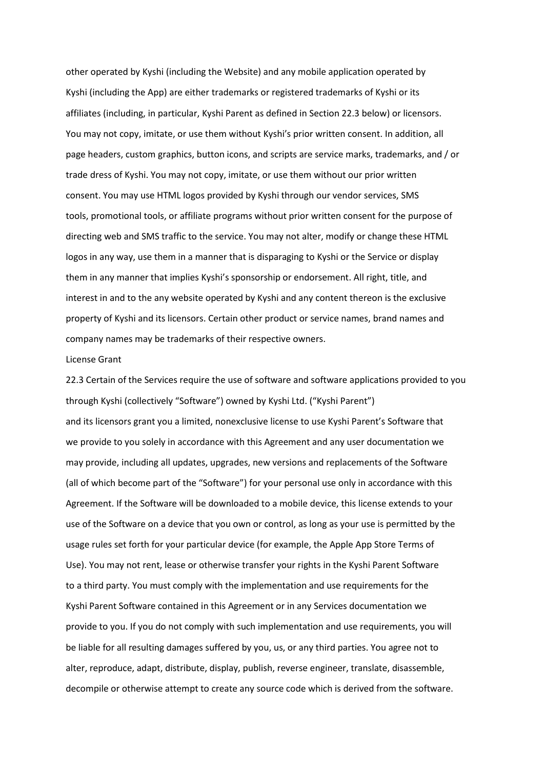other operated by Kyshi (including the Website) and any mobile application operated by Kyshi (including the App) are either trademarks or registered trademarks of Kyshi or its affiliates (including, in particular, Kyshi Parent as defined in Section 22.3 below) or licensors. You may not copy, imitate, or use them without Kyshi's prior written consent. In addition, all page headers, custom graphics, button icons, and scripts are service marks, trademarks, and / or trade dress of Kyshi. You may not copy, imitate, or use them without our prior written consent. You may use HTML logos provided by Kyshi through our vendor services, SMS tools, promotional tools, or affiliate programs without prior written consent for the purpose of directing web and SMS traffic to the service. You may not alter, modify or change these HTML logos in any way, use them in a manner that is disparaging to Kyshi or the Service or display them in any manner that implies Kyshi's sponsorship or endorsement. All right, title, and interest in and to the any website operated by Kyshi and any content thereon is the exclusive property of Kyshi and its licensors. Certain other product or service names, brand names and company names may be trademarks of their respective owners.

License Grant

22.3 Certain of the Services require the use of software and software applications provided to you through Kyshi (collectively "Software") owned by Kyshi Ltd. ("Kyshi Parent") and its licensors grant you a limited, nonexclusive license to use Kyshi Parent's Software that we provide to you solely in accordance with this Agreement and any user documentation we may provide, including all updates, upgrades, new versions and replacements of the Software (all of which become part of the "Software") for your personal use only in accordance with this Agreement. If the Software will be downloaded to a mobile device, this license extends to your use of the Software on a device that you own or control, as long as your use is permitted by the usage rules set forth for your particular device (for example, the Apple App Store Terms of Use). You may not rent, lease or otherwise transfer your rights in the Kyshi Parent Software to a third party. You must comply with the implementation and use requirements for the Kyshi Parent Software contained in this Agreement or in any Services documentation we provide to you. If you do not comply with such implementation and use requirements, you will be liable for all resulting damages suffered by you, us, or any third parties. You agree not to alter, reproduce, adapt, distribute, display, publish, reverse engineer, translate, disassemble, decompile or otherwise attempt to create any source code which is derived from the software.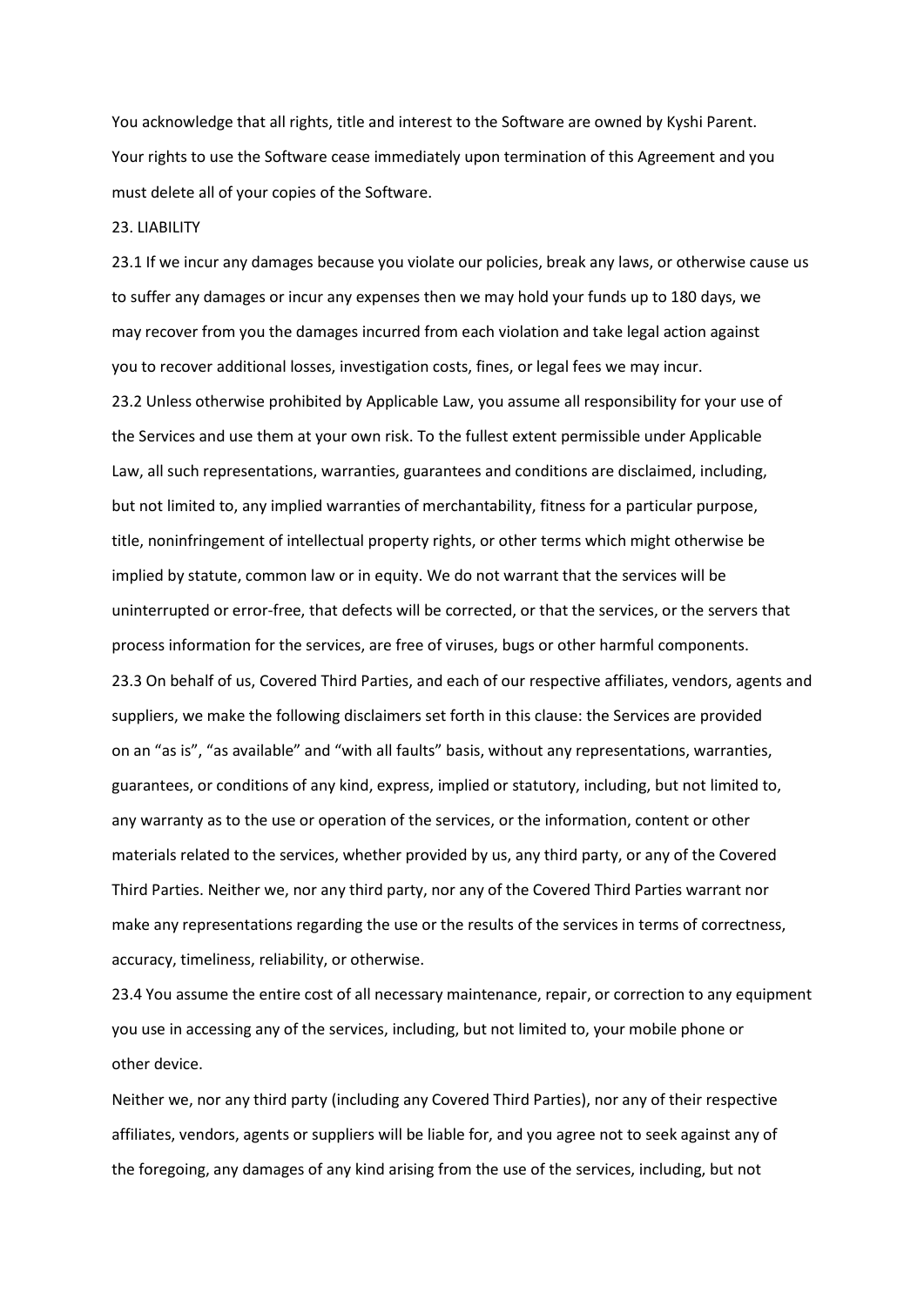You acknowledge that all rights, title and interest to the Software are owned by Kyshi Parent. Your rights to use the Software cease immediately upon termination of this Agreement and you must delete all of your copies of the Software.

## 23. LIABILITY

23.1 If we incur any damages because you violate our policies, break any laws, or otherwise cause us to suffer any damages or incur any expenses then we may hold your funds up to 180 days, we may recover from you the damages incurred from each violation and take legal action against you to recover additional losses, investigation costs, fines, or legal fees we may incur.

23.2 Unless otherwise prohibited by Applicable Law, you assume all responsibility for your use of the Services and use them at your own risk. To the fullest extent permissible under Applicable Law, all such representations, warranties, guarantees and conditions are disclaimed, including, but not limited to, any implied warranties of merchantability, fitness for a particular purpose, title, noninfringement of intellectual property rights, or other terms which might otherwise be implied by statute, common law or in equity. We do not warrant that the services will be uninterrupted or error-free, that defects will be corrected, or that the services, or the servers that process information for the services, are free of viruses, bugs or other harmful components.

23.3 On behalf of us, Covered Third Parties, and each of our respective affiliates, vendors, agents and suppliers, we make the following disclaimers set forth in this clause: the Services are provided on an "as is", "as available" and "with all faults" basis, without any representations, warranties, guarantees, or conditions of any kind, express, implied or statutory, including, but not limited to, any warranty as to the use or operation of the services, or the information, content or other materials related to the services, whether provided by us, any third party, or any of the Covered Third Parties. Neither we, nor any third party, nor any of the Covered Third Parties warrant nor make any representations regarding the use or the results of the services in terms of correctness, accuracy, timeliness, reliability, or otherwise.

23.4 You assume the entire cost of all necessary maintenance, repair, or correction to any equipment you use in accessing any of the services, including, but not limited to, your mobile phone or other device.

Neither we, nor any third party (including any Covered Third Parties), nor any of their respective affiliates, vendors, agents or suppliers will be liable for, and you agree not to seek against any of the foregoing, any damages of any kind arising from the use of the services, including, but not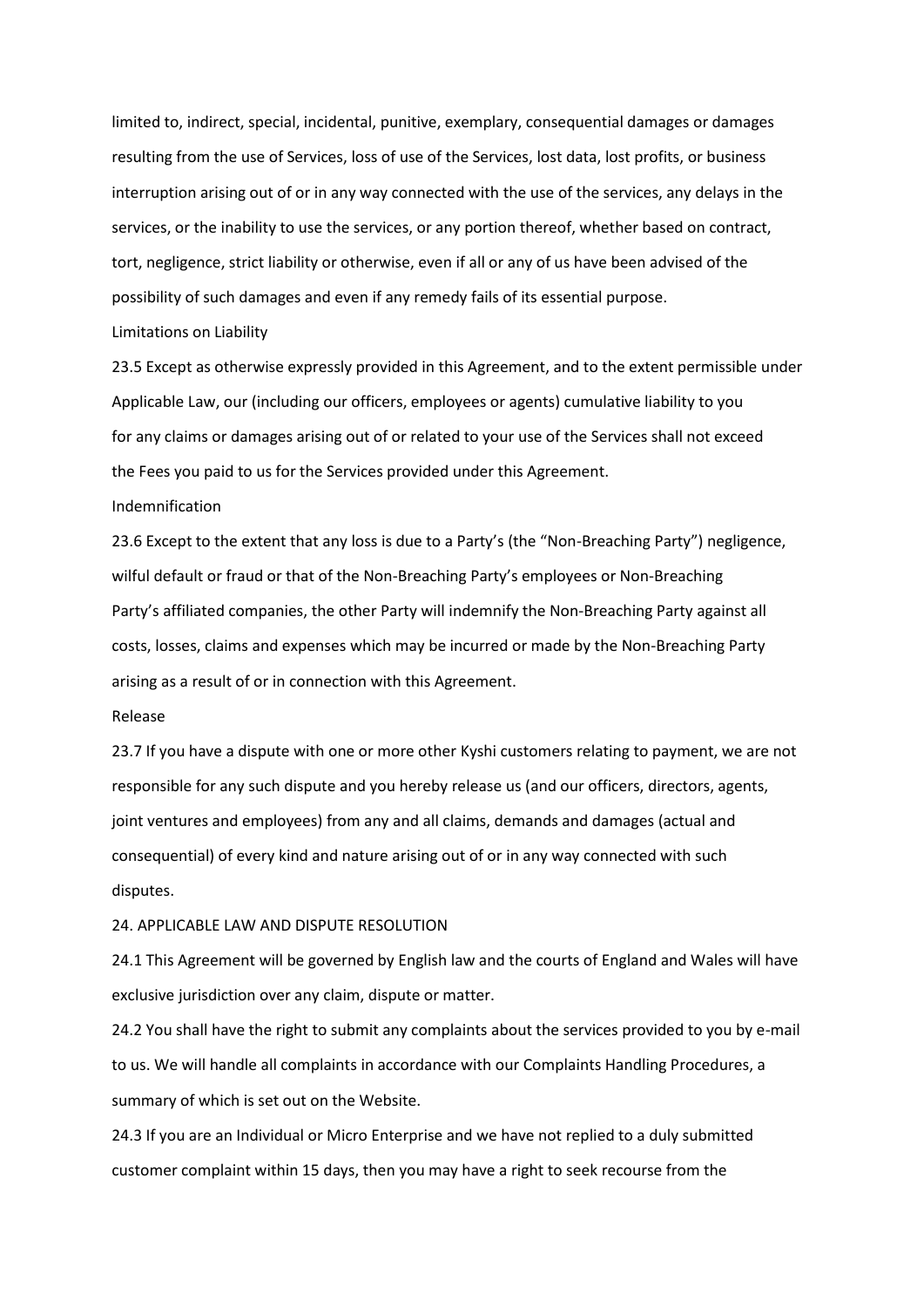limited to, indirect, special, incidental, punitive, exemplary, consequential damages or damages resulting from the use of Services, loss of use of the Services, lost data, lost profits, or business interruption arising out of or in any way connected with the use of the services, any delays in the services, or the inability to use the services, or any portion thereof, whether based on contract, tort, negligence, strict liability or otherwise, even if all or any of us have been advised of the possibility of such damages and even if any remedy fails of its essential purpose.

Limitations on Liability

23.5 Except as otherwise expressly provided in this Agreement, and to the extent permissible under Applicable Law, our (including our officers, employees or agents) cumulative liability to you for any claims or damages arising out of or related to your use of the Services shall not exceed the Fees you paid to us for the Services provided under this Agreement.

Indemnification

23.6 Except to the extent that any loss is due to a Party's (the "Non-Breaching Party") negligence, wilful default or fraud or that of the Non-Breaching Party's employees or Non-Breaching Party's affiliated companies, the other Party will indemnify the Non-Breaching Party against all costs, losses, claims and expenses which may be incurred or made by the Non-Breaching Party arising as a result of or in connection with this Agreement.

Release

23.7 If you have a dispute with one or more other Kyshi customers relating to payment, we are not responsible for any such dispute and you hereby release us (and our officers, directors, agents, joint ventures and employees) from any and all claims, demands and damages (actual and consequential) of every kind and nature arising out of or in any way connected with such disputes.

24. APPLICABLE LAW AND DISPUTE RESOLUTION

24.1 This Agreement will be governed by English law and the courts of England and Wales will have exclusive jurisdiction over any claim, dispute or matter.

24.2 You shall have the right to submit any complaints about the services provided to you by e-mail to us. We will handle all complaints in accordance with our Complaints Handling Procedures, a summary of which is set out on the Website.

24.3 If you are an Individual or Micro Enterprise and we have not replied to a duly submitted customer complaint within 15 days, then you may have a right to seek recourse from the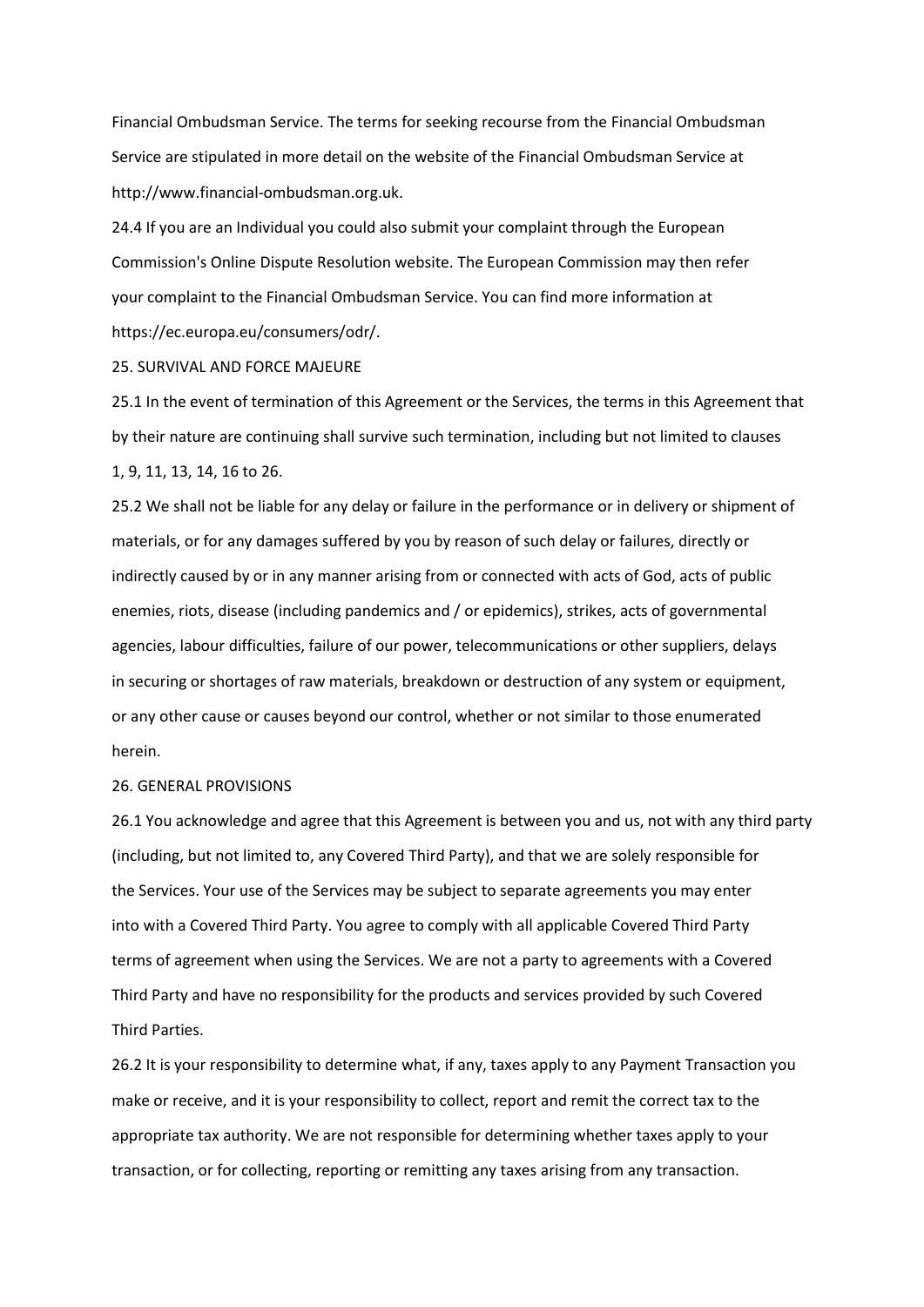Financial Ombudsman Service. The terms for seeking recourse from the Financial Ombudsman Service are stipulated in more detail on the website of the Financial Ombudsman Service at http://www.financial-ombudsman.org.uk.

24.4 If you are an Individual you could also submit your complaint through the European Commission's Online Dispute Resolution website. The European Commission may then refer your complaint to the Financial Ombudsman Service. You can find more information at https://ec.europa.eu/consumers/odr/.

## 25. SURVIVAL AND FORCE MAJEURE

25.1 In the event of termination of this Agreement or the Services, the terms in this Agreement that by their nature are continuing shall survive such termination, including but not limited to clauses 1, 9, 11, 13, 14, 16 to 26.

25.2 We shall not be liable for any delay or failure in the performance or in delivery or shipment of materials, or for any damages suffered by you by reason of such delay or failures, directly or indirectly caused by or in any manner arising from or connected with acts of God, acts of public enemies, riots, disease (including pandemics and / or epidemics), strikes, acts of governmental agencies, labour difficulties, failure of our power, telecommunications or other suppliers, delays in securing or shortages of raw materials, breakdown or destruction of any system or equipment, or any other cause or causes beyond our control, whether or not similar to those enumerated herein.

## 26. GENERAL PROVISIONS

26.1 You acknowledge and agree that this Agreement is between you and us, not with any third party (including, but not limited to, any Covered Third Party), and that we are solely responsible for the Services. Your use of the Services may be subject to separate agreements you may enter into with a Covered Third Party. You agree to comply with all applicable Covered Third Party terms of agreement when using the Services. We are not a party to agreements with a Covered Third Party and have no responsibility for the products and services provided by such Covered Third Parties.

26.2 It is your responsibility to determine what, if any, taxes apply to any Payment Transaction you make or receive, and it is your responsibility to collect, report and remit the correct tax to the appropriate tax authority. We are not responsible for determining whether taxes apply to your transaction, or for collecting, reporting or remitting any taxes arising from any transaction.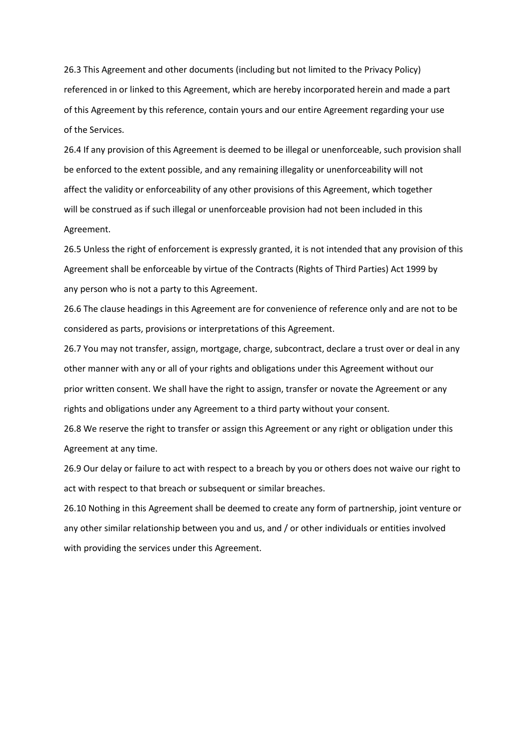26.3 This Agreement and other documents (including but not limited to the Privacy Policy) referenced in or linked to this Agreement, which are hereby incorporated herein and made a part of this Agreement by this reference, contain yours and our entire Agreement regarding your use of the Services.

26.4 If any provision of this Agreement is deemed to be illegal or unenforceable, such provision shall be enforced to the extent possible, and any remaining illegality or unenforceability will not affect the validity or enforceability of any other provisions of this Agreement, which together will be construed as if such illegal or unenforceable provision had not been included in this Agreement.

26.5 Unless the right of enforcement is expressly granted, it is not intended that any provision of this Agreement shall be enforceable by virtue of the Contracts (Rights of Third Parties) Act 1999 by any person who is not a party to this Agreement.

26.6 The clause headings in this Agreement are for convenience of reference only and are not to be considered as parts, provisions or interpretations of this Agreement.

26.7 You may not transfer, assign, mortgage, charge, subcontract, declare a trust over or deal in any other manner with any or all of your rights and obligations under this Agreement without our prior written consent. We shall have the right to assign, transfer or novate the Agreement or any rights and obligations under any Agreement to a third party without your consent.

26.8 We reserve the right to transfer or assign this Agreement or any right or obligation under this Agreement at any time.

26.9 Our delay or failure to act with respect to a breach by you or others does not waive our right to act with respect to that breach or subsequent or similar breaches.

26.10 Nothing in this Agreement shall be deemed to create any form of partnership, joint venture or any other similar relationship between you and us, and / or other individuals or entities involved with providing the services under this Agreement.